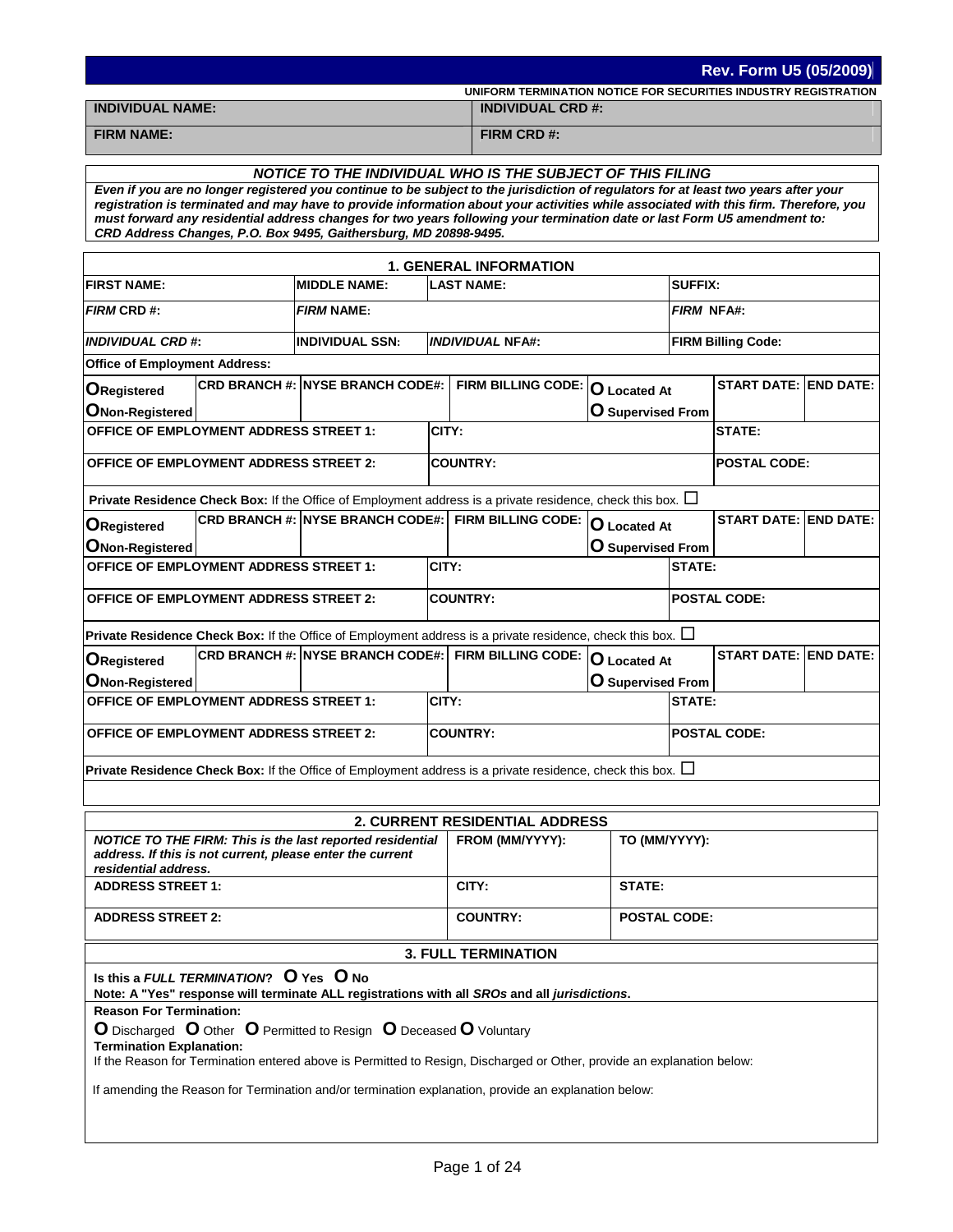# Rev. Form U5 (05/2009)

**UNIFORM TERMINATION NOTICE FOR SECURITIES INDUSTRY REGISTRATION**

| INDIVIDUAL NAME: | INDIVIDUAL CRD #: |
|---|---|
| **FIRM NAME:** | **FIRM CRD #:** |

### *NOTICE TO THE INDIVIDUAL WHO IS THE SUBJECT OF THIS FILING*

***Even if you are no longer registered you continue to be subject to the jurisdiction of regulators for at least two years after your registration is terminated and may have to provide information about your activities while associated with this firm. Therefore, you must forward any residential address changes for two years following your termination date or last Form U5 amendment to: CRD Address Changes, P.O. Box 9495, Gaithersburg, MD 20898-9495.***

## 1. GENERAL INFORMATION

| FIRST NAME: | MIDDLE NAME: | LAST NAME: | SUFFIX: |
|---|---|---|---|
| ***FIRM* CRD #:** | ***FIRM* NAME:** | | ***FIRM* NFA#:** |
| ***INDIVIDUAL* CRD #:** | **INDIVIDUAL SSN:** | ***INDIVIDUAL* NFA#:** | **FIRM Billing Code:** |

**Office of Employment Address:**

| O Registered / O Non-Registered | CRD BRANCH #: | NYSE BRANCH CODE#: | FIRM BILLING CODE: | O Located At / O Supervised From | START DATE: | END DATE: |
|---|---|---|---|---|---|---|

| OFFICE OF EMPLOYMENT ADDRESS STREET 1: | CITY: | STATE: |
|---|---|---|
| **OFFICE OF EMPLOYMENT ADDRESS STREET 2:** | **COUNTRY:** | **POSTAL CODE:** |

**Private Residence Check Box:** If the Office of Employment address is a private residence, check this box. ☐

| O Registered / O Non-Registered | CRD BRANCH #: | NYSE BRANCH CODE#: | FIRM BILLING CODE: | O Located At / O Supervised From | START DATE: | END DATE: |
|---|---|---|---|---|---|---|

| OFFICE OF EMPLOYMENT ADDRESS STREET 1: | CITY: | STATE: |
|---|---|---|
| **OFFICE OF EMPLOYMENT ADDRESS STREET 2:** | **COUNTRY:** | **POSTAL CODE:** |

**Private Residence Check Box:** If the Office of Employment address is a private residence, check this box. ☐

| O Registered / O Non-Registered | CRD BRANCH #: | NYSE BRANCH CODE#: | FIRM BILLING CODE: | O Located At / O Supervised From | START DATE: | END DATE: |
|---|---|---|---|---|---|---|

| OFFICE OF EMPLOYMENT ADDRESS STREET 1: | CITY: | STATE: |
|---|---|---|
| **OFFICE OF EMPLOYMENT ADDRESS STREET 2:** | **COUNTRY:** | **POSTAL CODE:** |

**Private Residence Check Box:** If the Office of Employment address is a private residence, check this box. ☐

## 2. CURRENT RESIDENTIAL ADDRESS

| *NOTICE TO THE FIRM: This is the last reported residential address. If this is not current, please enter the current residential address.* | FROM (MM/YYYY): | TO (MM/YYYY): |
|---|---|---|
| **ADDRESS STREET 1:** | **CITY:** | **STATE:** |
| **ADDRESS STREET 2:** | **COUNTRY:** | **POSTAL CODE:** |

## 3. FULL TERMINATION

**Is this a *FULL TERMINATION*? O Yes O No**

**Note: A "Yes" response will terminate ALL registrations with all *SROs* and all *jurisdictions*.**

**Reason For Termination:**

O Discharged O Other O Permitted to Resign O Deceased O Voluntary

**Termination Explanation:**

If the Reason for Termination entered above is Permitted to Resign, Discharged or Other, provide an explanation below:

If amending the Reason for Termination and/or termination explanation, provide an explanation below: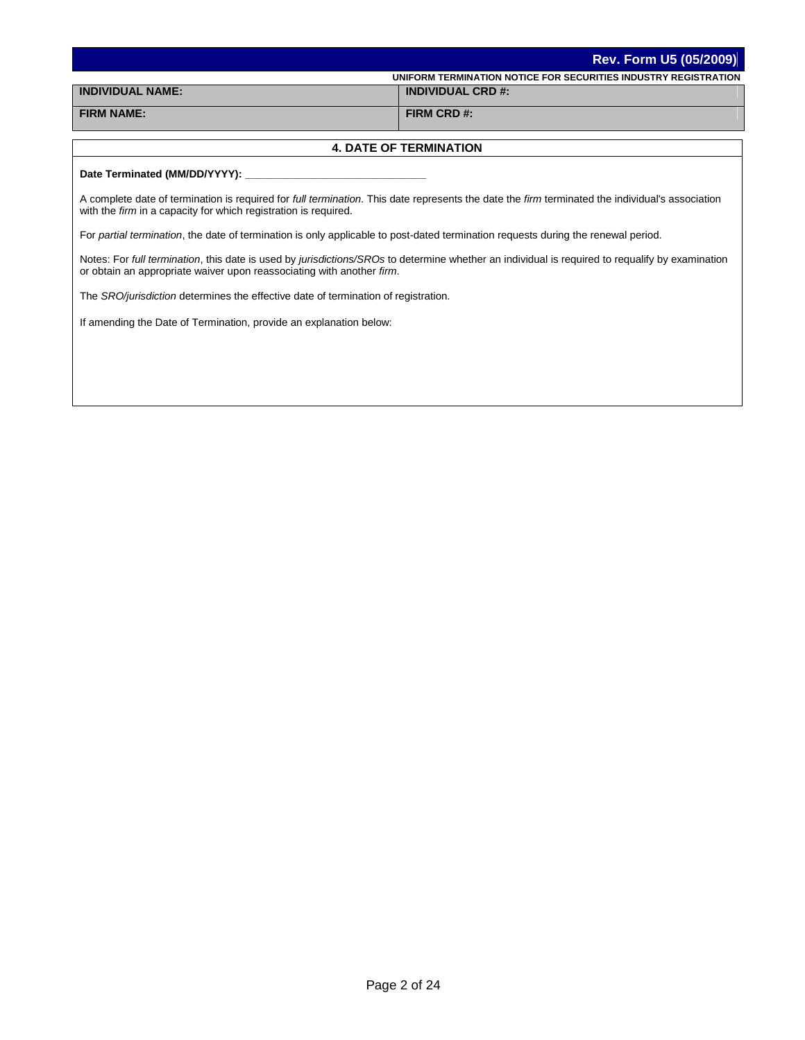**Rev. Form U5 (05/2009)**

**UNIFORM TERMINATION NOTICE FOR SECURITIES INDUSTRY REGISTRATION**

| **INDIVIDUAL NAME:** | **INDIVIDUAL CRD #:** |
| --- | --- |
| **FIRM NAME:** | **FIRM CRD #:** |

## 4. DATE OF TERMINATION

**Date Terminated (MM/DD/YYYY): ______________________________**

A complete date of termination is required for *full termination*. This date represents the date the *firm* terminated the individual's association with the *firm* in a capacity for which registration is required.

For *partial termination*, the date of termination is only applicable to post-dated termination requests during the renewal period.

Notes: For *full termination*, this date is used by *jurisdictions/SROs* to determine whether an individual is required to requalify by examination or obtain an appropriate waiver upon reassociating with another *firm*.

The *SRO/jurisdiction* determines the effective date of termination of registration.

If amending the Date of Termination, provide an explanation below: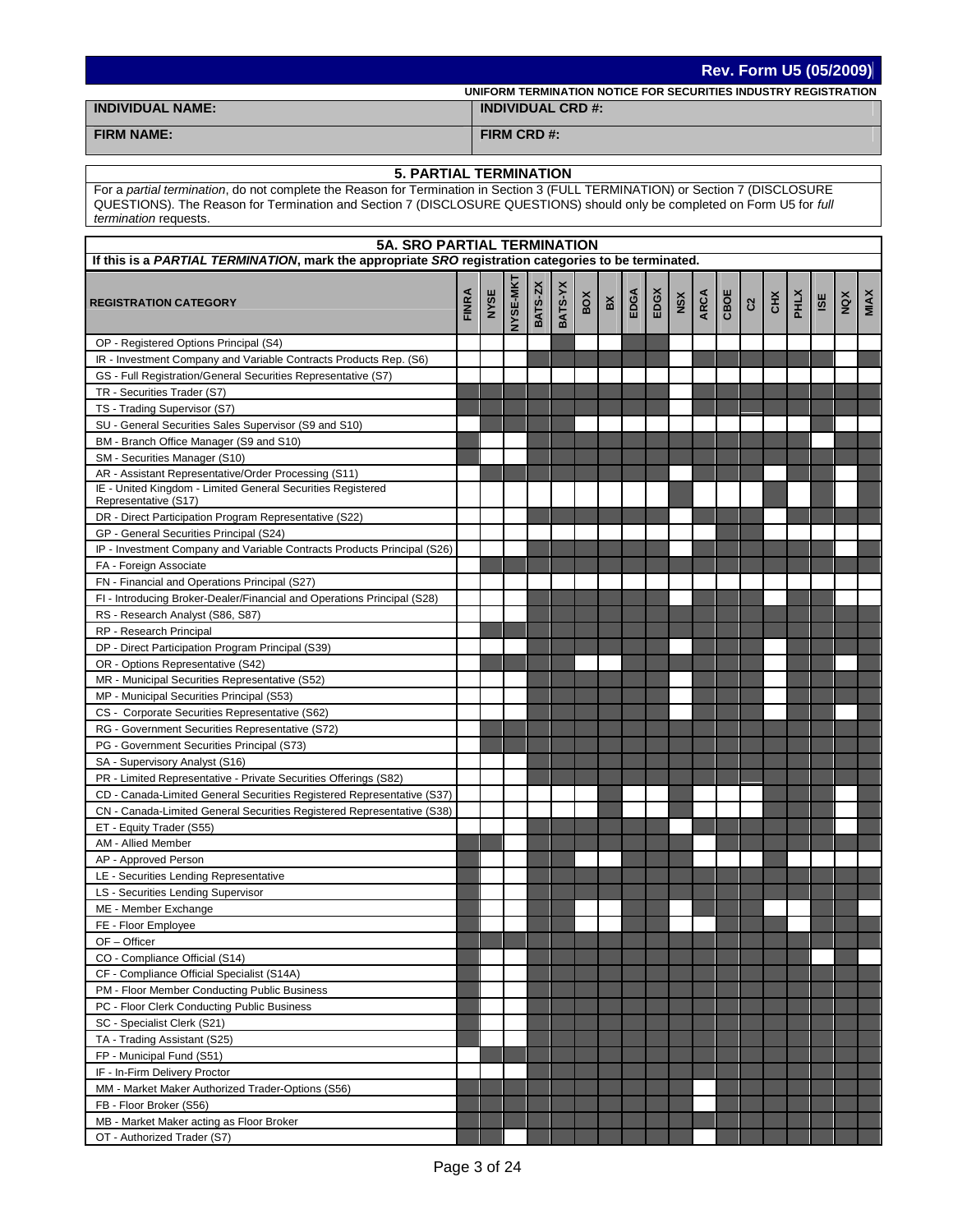**Rev. Form U5 (05/2009)**

**UNIFORM TERMINATION NOTICE FOR SECURITIES INDUSTRY REGISTRATION**

| **INDIVIDUAL NAME:** | **INDIVIDUAL CRD #:** |
|---|---|
| **FIRM NAME:** | **FIRM CRD #:** |

## 5. PARTIAL TERMINATION

For a *partial termination*, do not complete the Reason for Termination in Section 3 (FULL TERMINATION) or Section 7 (DISCLOSURE QUESTIONS). The Reason for Termination and Section 7 (DISCLOSURE QUESTIONS) should only be completed on Form U5 for *full termination* requests.

### 5A. SRO PARTIAL TERMINATION

**If this is a *PARTIAL TERMINATION*, mark the appropriate *SRO* registration categories to be terminated.**

| REGISTRATION CATEGORY | FINRA | NYSE | NYSE-MKT | BATS-ZX | BATS-YX | BOX | BX | EDGA | EDGX | NSX | ARCA | CBOE | C2 | CHX | PHLX | ISE | NQX | MIAX |
|---|---|---|---|---|---|---|---|---|---|---|---|---|---|---|---|---|---|---|
| OP - Registered Options Principal (S4) | | | | | | | | | | | | | | | | | | |
| IR - Investment Company and Variable Contracts Products Rep. (S6) | | | | | | | | | | | | | | | | | | |
| GS - Full Registration/General Securities Representative (S7) | | | | | | | | | | | | | | | | | | |
| TR - Securities Trader (S7) | | | | | | | | | | | | | | | | | | |
| TS - Trading Supervisor (S7) | | | | | | | | | | | | | | | | | | |
| SU - General Securities Sales Supervisor (S9 and S10) | | | | | | | | | | | | | | | | | | |
| BM - Branch Office Manager (S9 and S10) | | | | | | | | | | | | | | | | | | |
| SM - Securities Manager (S10) | | | | | | | | | | | | | | | | | | |
| AR - Assistant Representative/Order Processing (S11) | | | | | | | | | | | | | | | | | | |
| IE - United Kingdom - Limited General Securities Registered Representative (S17) | | | | | | | | | | | | | | | | | | |
| DR - Direct Participation Program Representative (S22) | | | | | | | | | | | | | | | | | | |
| GP - General Securities Principal (S24) | | | | | | | | | | | | | | | | | | |
| IP - Investment Company and Variable Contracts Products Principal (S26) | | | | | | | | | | | | | | | | | | |
| FA - Foreign Associate | | | | | | | | | | | | | | | | | | |
| FN - Financial and Operations Principal (S27) | | | | | | | | | | | | | | | | | | |
| FI - Introducing Broker-Dealer/Financial and Operations Principal (S28) | | | | | | | | | | | | | | | | | | |
| RS - Research Analyst (S86, S87) | | | | | | | | | | | | | | | | | | |
| RP - Research Principal | | | | | | | | | | | | | | | | | | |
| DP - Direct Participation Program Principal (S39) | | | | | | | | | | | | | | | | | | |
| OR - Options Representative (S42) | | | | | | | | | | | | | | | | | | |
| MR - Municipal Securities Representative (S52) | | | | | | | | | | | | | | | | | | |
| MP - Municipal Securities Principal (S53) | | | | | | | | | | | | | | | | | | |
| CS - Corporate Securities Representative (S62) | | | | | | | | | | | | | | | | | | |
| RG - Government Securities Representative (S72) | | | | | | | | | | | | | | | | | | |
| PG - Government Securities Principal (S73) | | | | | | | | | | | | | | | | | | |
| SA - Supervisory Analyst (S16) | | | | | | | | | | | | | | | | | | |
| PR - Limited Representative - Private Securities Offerings (S82) | | | | | | | | | | | | | | | | | | |
| CD - Canada-Limited General Securities Registered Representative (S37) | | | | | | | | | | | | | | | | | | |
| CN - Canada-Limited General Securities Registered Representative (S38) | | | | | | | | | | | | | | | | | | |
| ET - Equity Trader (S55) | | | | | | | | | | | | | | | | | | |
| AM - Allied Member | | | | | | | | | | | | | | | | | | |
| AP - Approved Person | | | | | | | | | | | | | | | | | | |
| LE - Securities Lending Representative | | | | | | | | | | | | | | | | | | |
| LS - Securities Lending Supervisor | | | | | | | | | | | | | | | | | | |
| ME - Member Exchange | | | | | | | | | | | | | | | | | | |
| FE - Floor Employee | | | | | | | | | | | | | | | | | | |
| OF – Officer | | | | | | | | | | | | | | | | | | |
| CO - Compliance Official (S14) | | | | | | | | | | | | | | | | | | |
| CF - Compliance Official Specialist (S14A) | | | | | | | | | | | | | | | | | | |
| PM - Floor Member Conducting Public Business | | | | | | | | | | | | | | | | | | |
| PC - Floor Clerk Conducting Public Business | | | | | | | | | | | | | | | | | | |
| SC - Specialist Clerk (S21) | | | | | | | | | | | | | | | | | | |
| TA - Trading Assistant (S25) | | | | | | | | | | | | | | | | | | |
| FP - Municipal Fund (S51) | | | | | | | | | | | | | | | | | | |
| IF - In-Firm Delivery Proctor | | | | | | | | | | | | | | | | | | |
| MM - Market Maker Authorized Trader-Options (S56) | | | | | | | | | | | | | | | | | | |
| FB - Floor Broker (S56) | | | | | | | | | | | | | | | | | | |
| MB - Market Maker acting as Floor Broker | | | | | | | | | | | | | | | | | | |
| OT - Authorized Trader (S7) | | | | | | | | | | | | | | | | | | |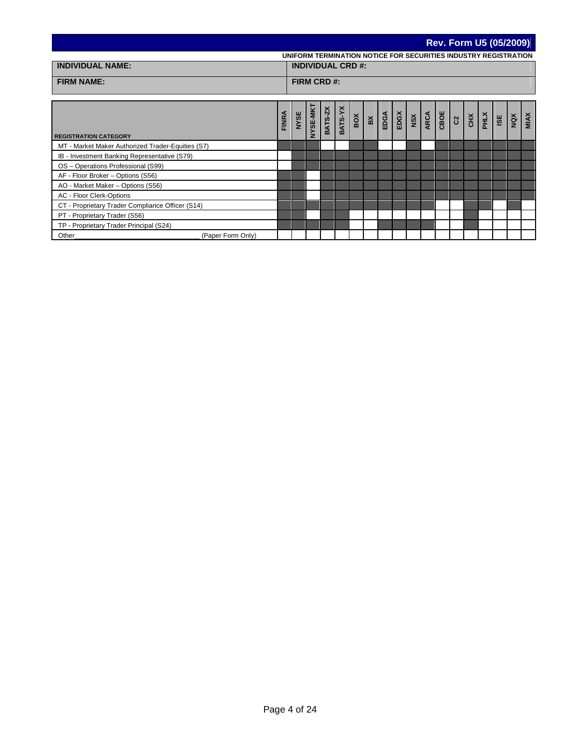**Rev. Form U5 (05/2009)**

**UNIFORM TERMINATION NOTICE FOR SECURITIES INDUSTRY REGISTRATION**

| INDIVIDUAL NAME: | INDIVIDUAL CRD #: |
|---|---|
| **FIRM NAME:** | **FIRM CRD #:** |

| REGISTRATION CATEGORY | FINRA | NYSE | NYSE-MKT | BATS-ZX | BATS-YX | BOX | BX | EDGA | EDGX | NSX | ARCA | CBOE | C2 | CHX | PHLX | ISE | NQX | MIAX |
|---|---|---|---|---|---|---|---|---|---|---|---|---|---|---|---|---|---|---|
| MT - Market Maker Authorized Trader-Equities (S7) | | | | | | | | | | | | | | | | | | |
| IB - Investment Banking Representative (S79) | | | | | | | | | | | | | | | | | | |
| OS – Operations Professional (S99) | | | | | | | | | | | | | | | | | | |
| AF - Floor Broker – Options (S56) | | | | | | | | | | | | | | | | | | |
| AO - Market Maker – Options (S56) | | | | | | | | | | | | | | | | | | |
| AC - Floor Clerk-Options | | | | | | | | | | | | | | | | | | |
| CT - Proprietary Trader Compliance Officer (S14) | | | | | | | | | | | | | | | | | | |
| PT - Proprietary Trader (S56) | | | | | | | | | | | | | | | | | | |
| TP - Proprietary Trader Principal (S24) | | | | | | | | | | | | | | | | | | |
| Other________________________________ (Paper Form Only) | | | | | | | | | | | | | | | | | | |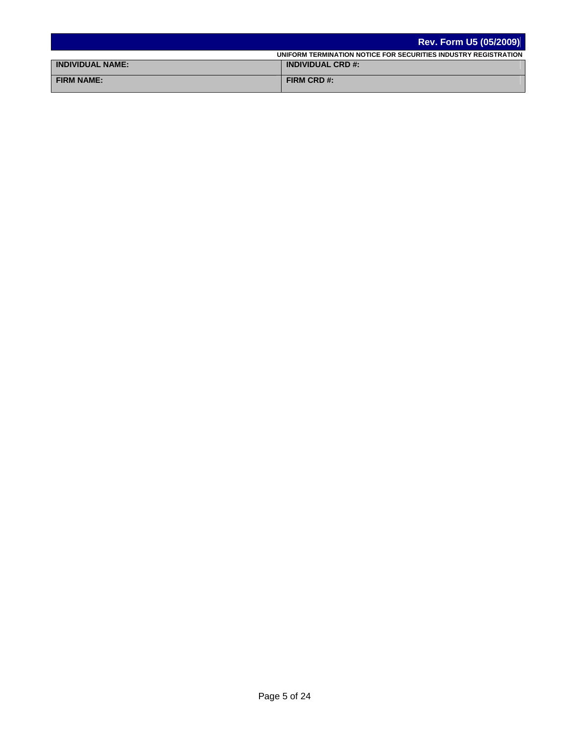**Rev. Form U5 (05/2009)**

**UNIFORM TERMINATION NOTICE FOR SECURITIES INDUSTRY REGISTRATION**

| **INDIVIDUAL NAME:** | **INDIVIDUAL CRD #:** |
| --- | --- |
| **FIRM NAME:** | **FIRM CRD #:** |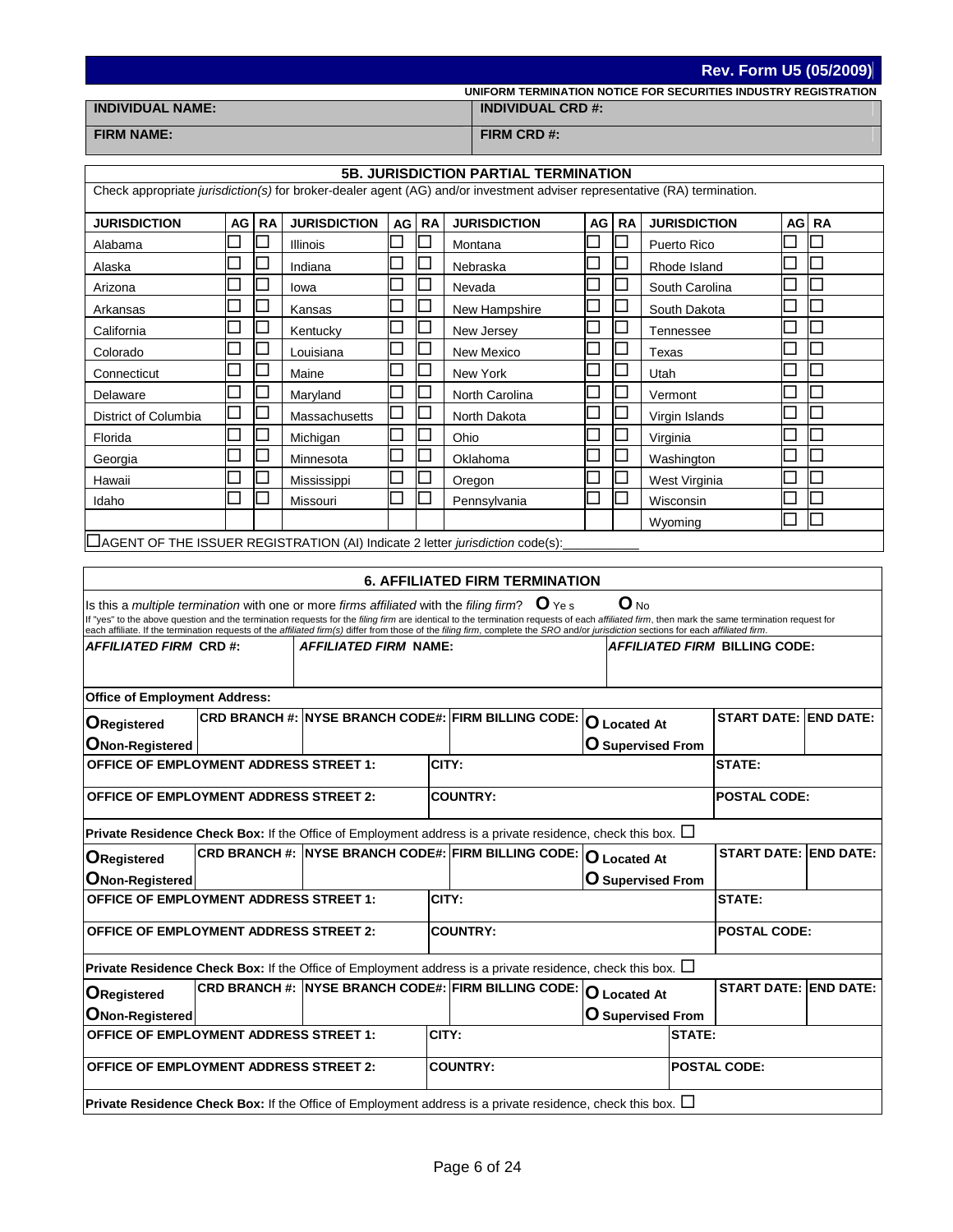**Rev. Form U5 (05/2009)**

**UNIFORM TERMINATION NOTICE FOR SECURITIES INDUSTRY REGISTRATION**

| **INDIVIDUAL NAME:** | **INDIVIDUAL CRD #:** |
|---|---|
| **FIRM NAME:** | **FIRM CRD #:** |

## 5B. JURISDICTION PARTIAL TERMINATION

Check appropriate *jurisdiction(s)* for broker-dealer agent (AG) and/or investment adviser representative (RA) termination.

| JURISDICTION | AG | RA | JURISDICTION | AG | RA | JURISDICTION | AG | RA | JURISDICTION | AG | RA |
|---|---|---|---|---|---|---|---|---|---|---|---|
| Alabama | ☐ | ☐ | Illinois | ☐ | ☐ | Montana | ☐ | ☐ | Puerto Rico | ☐ | ☐ |
| Alaska | ☐ | ☐ | Indiana | ☐ | ☐ | Nebraska | ☐ | ☐ | Rhode Island | ☐ | ☐ |
| Arizona | ☐ | ☐ | Iowa | ☐ | ☐ | Nevada | ☐ | ☐ | South Carolina | ☐ | ☐ |
| Arkansas | ☐ | ☐ | Kansas | ☐ | ☐ | New Hampshire | ☐ | ☐ | South Dakota | ☐ | ☐ |
| California | ☐ | ☐ | Kentucky | ☐ | ☐ | New Jersey | ☐ | ☐ | Tennessee | ☐ | ☐ |
| Colorado | ☐ | ☐ | Louisiana | ☐ | ☐ | New Mexico | ☐ | ☐ | Texas | ☐ | ☐ |
| Connecticut | ☐ | ☐ | Maine | ☐ | ☐ | New York | ☐ | ☐ | Utah | ☐ | ☐ |
| Delaware | ☐ | ☐ | Maryland | ☐ | ☐ | North Carolina | ☐ | ☐ | Vermont | ☐ | ☐ |
| District of Columbia | ☐ | ☐ | Massachusetts | ☐ | ☐ | North Dakota | ☐ | ☐ | Virgin Islands | ☐ | ☐ |
| Florida | ☐ | ☐ | Michigan | ☐ | ☐ | Ohio | ☐ | ☐ | Virginia | ☐ | ☐ |
| Georgia | ☐ | ☐ | Minnesota | ☐ | ☐ | Oklahoma | ☐ | ☐ | Washington | ☐ | ☐ |
| Hawaii | ☐ | ☐ | Mississippi | ☐ | ☐ | Oregon | ☐ | ☐ | West Virginia | ☐ | ☐ |
| Idaho | ☐ | ☐ | Missouri | ☐ | ☐ | Pennsylvania | ☐ | ☐ | Wisconsin | ☐ | ☐ |
| | | | | | | | | | Wyoming | ☐ | ☐ |

☐ AGENT OF THE ISSUER REGISTRATION (AI) Indicate 2 letter *jurisdiction* code(s):__________

## 6. AFFILIATED FIRM TERMINATION

Is this a *multiple termination* with one or more *firms affiliated* with the *filing firm*? **O** Yes **O** No

If "yes" to the above question and the termination requests for the *filing firm* are identical to the termination requests of each *affiliated firm*, then mark the same termination request for each affiliate. If the termination requests of the *affiliated firm(s)* differ from those of the *filing firm*, complete the *SRO* and/or *jurisdiction* sections for each *affiliated firm*.

| ***AFFILIATED FIRM* CRD #:** | ***AFFILIATED FIRM* NAME:** | ***AFFILIATED FIRM* BILLING CODE:** |
|---|---|---|
| | | |

**Office of Employment Address:**

| **O Registered** / **O Non-Registered** | **CRD BRANCH #:** | **NYSE BRANCH CODE#:** | **FIRM BILLING CODE:** | **O Located At** / **O Supervised From** | **START DATE:** | **END DATE:** |
|---|---|---|---|---|---|---|
| **OFFICE OF EMPLOYMENT ADDRESS STREET 1:** | | **CITY:** | | | **STATE:** | |
| **OFFICE OF EMPLOYMENT ADDRESS STREET 2:** | | **COUNTRY:** | | | **POSTAL CODE:** | |

**Private Residence Check Box:** If the Office of Employment address is a private residence, check this box. ☐

| **O Registered** / **O Non-Registered** | **CRD BRANCH #:** | **NYSE BRANCH CODE#:** | **FIRM BILLING CODE:** | **O Located At** / **O Supervised From** | **START DATE:** | **END DATE:** |
|---|---|---|---|---|---|---|
| **OFFICE OF EMPLOYMENT ADDRESS STREET 1:** | | **CITY:** | | | **STATE:** | |
| **OFFICE OF EMPLOYMENT ADDRESS STREET 2:** | | **COUNTRY:** | | | **POSTAL CODE:** | |

**Private Residence Check Box:** If the Office of Employment address is a private residence, check this box. ☐

| **O Registered** / **O Non-Registered** | **CRD BRANCH #:** | **NYSE BRANCH CODE#:** | **FIRM BILLING CODE:** | **O Located At** / **O Supervised From** | **START DATE:** | **END DATE:** |
|---|---|---|---|---|---|---|
| **OFFICE OF EMPLOYMENT ADDRESS STREET 1:** | | **CITY:** | | | **STATE:** | |
| **OFFICE OF EMPLOYMENT ADDRESS STREET 2:** | | **COUNTRY:** | | | **POSTAL CODE:** | |

**Private Residence Check Box:** If the Office of Employment address is a private residence, check this box. ☐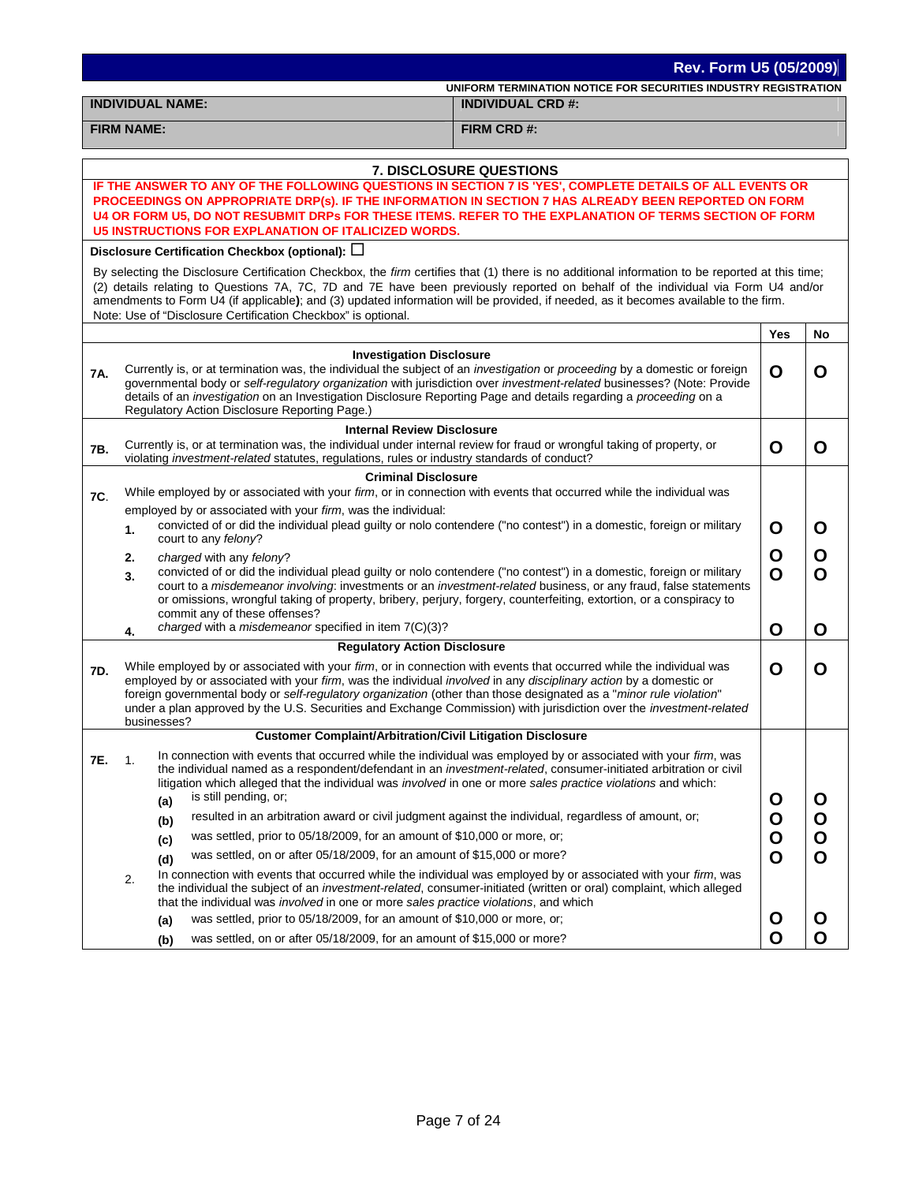**Rev. Form U5 (05/2009)**

**UNIFORM TERMINATION NOTICE FOR SECURITIES INDUSTRY REGISTRATION**

| INDIVIDUAL NAME: | INDIVIDUAL CRD #: |
|---|---|
| FIRM NAME: | FIRM CRD #: |

## 7. DISCLOSURE QUESTIONS

**IF THE ANSWER TO ANY OF THE FOLLOWING QUESTIONS IN SECTION 7 IS 'YES', COMPLETE DETAILS OF ALL EVENTS OR PROCEEDINGS ON APPROPRIATE DRP(s). IF THE INFORMATION IN SECTION 7 HAS ALREADY BEEN REPORTED ON FORM U4 OR FORM U5, DO NOT RESUBMIT DRPs FOR THESE ITEMS. REFER TO THE EXPLANATION OF TERMS SECTION OF FORM U5 INSTRUCTIONS FOR EXPLANATION OF ITALICIZED WORDS.**

**Disclosure Certification Checkbox (optional):** ☐

By selecting the Disclosure Certification Checkbox, the *firm* certifies that (1) there is no additional information to be reported at this time; (2) details relating to Questions 7A, 7C, 7D and 7E have been previously reported on behalf of the individual via Form U4 and/or amendments to Form U4 (if applicable); and (3) updated information will be provided, if needed, as it becomes available to the firm.
Note: Use of "Disclosure Certification Checkbox" is optional.

| | | Yes | No |
|---|---|---|---|
| | **Investigation Disclosure** | | |
| **7A.** | Currently is, or at termination was, the individual the subject of an *investigation* or *proceeding* by a domestic or foreign governmental body or *self-regulatory organization* with jurisdiction over *investment-related* businesses? (Note: Provide details of an *investigation* on an Investigation Disclosure Reporting Page and details regarding a *proceeding* on a Regulatory Action Disclosure Reporting Page.) | O | O |
| | **Internal Review Disclosure** | | |
| **7B.** | Currently is, or at termination was, the individual under internal review for fraud or wrongful taking of property, or violating *investment-related* statutes, regulations, rules or industry standards of conduct? | O | O |
| | **Criminal Disclosure** | | |
| **7C.** | While employed by or associated with your *firm*, or in connection with events that occurred while the individual was employed by or associated with your *firm*, was the individual: | | |
| | **1.** convicted of or did the individual plead guilty or nolo contendere ("no contest") in a domestic, foreign or military court to any *felony*? | O | O |
| | **2.** *charged* with any *felony*? | O | O |
| | **3.** convicted of or did the individual plead guilty or nolo contendere ("no contest") in a domestic, foreign or military court to a *misdemeanor involving*: investments or an *investment-related* business, or any fraud, false statements or omissions, wrongful taking of property, bribery, perjury, forgery, counterfeiting, extortion, or a conspiracy to commit any of these offenses? | O | O |
| | **4.** *charged* with a *misdemeanor* specified in item 7(C)(3)? | O | O |
| | **Regulatory Action Disclosure** | | |
| **7D.** | While employed by or associated with your *firm*, or in connection with events that occurred while the individual was employed by or associated with your *firm*, was the individual *involved* in any *disciplinary action* by a domestic or foreign governmental body or *self-regulatory organization* (other than those designated as a "*minor rule violation*" under a plan approved by the U.S. Securities and Exchange Commission) with jurisdiction over the *investment-related* businesses? | O | O |
| | **Customer Complaint/Arbitration/Civil Litigation Disclosure** | | |
| **7E.** | 1. In connection with events that occurred while the individual was employed by or associated with your *firm*, was the individual named as a respondent/defendant in an *investment-related*, consumer-initiated arbitration or civil litigation which alleged that the individual was *involved* in one or more *sales practice violations* and which: | | |
| | **(a)** is still pending, or; | O | O |
| | **(b)** resulted in an arbitration award or civil judgment against the individual, regardless of amount, or; | O | O |
| | **(c)** was settled, prior to 05/18/2009, for an amount of $10,000 or more, or; | O | O |
| | **(d)** was settled, on or after 05/18/2009, for an amount of $15,000 or more? | O | O |
| | 2. In connection with events that occurred while the individual was employed by or associated with your *firm*, was the individual the subject of an *investment-related*, consumer-initiated (written or oral) complaint, which alleged that the individual was *involved* in one or more *sales practice violations*, and which | | |
| | **(a)** was settled, prior to 05/18/2009, for an amount of $10,000 or more, or; | O | O |
| | **(b)** was settled, on or after 05/18/2009, for an amount of $15,000 or more? | O | O |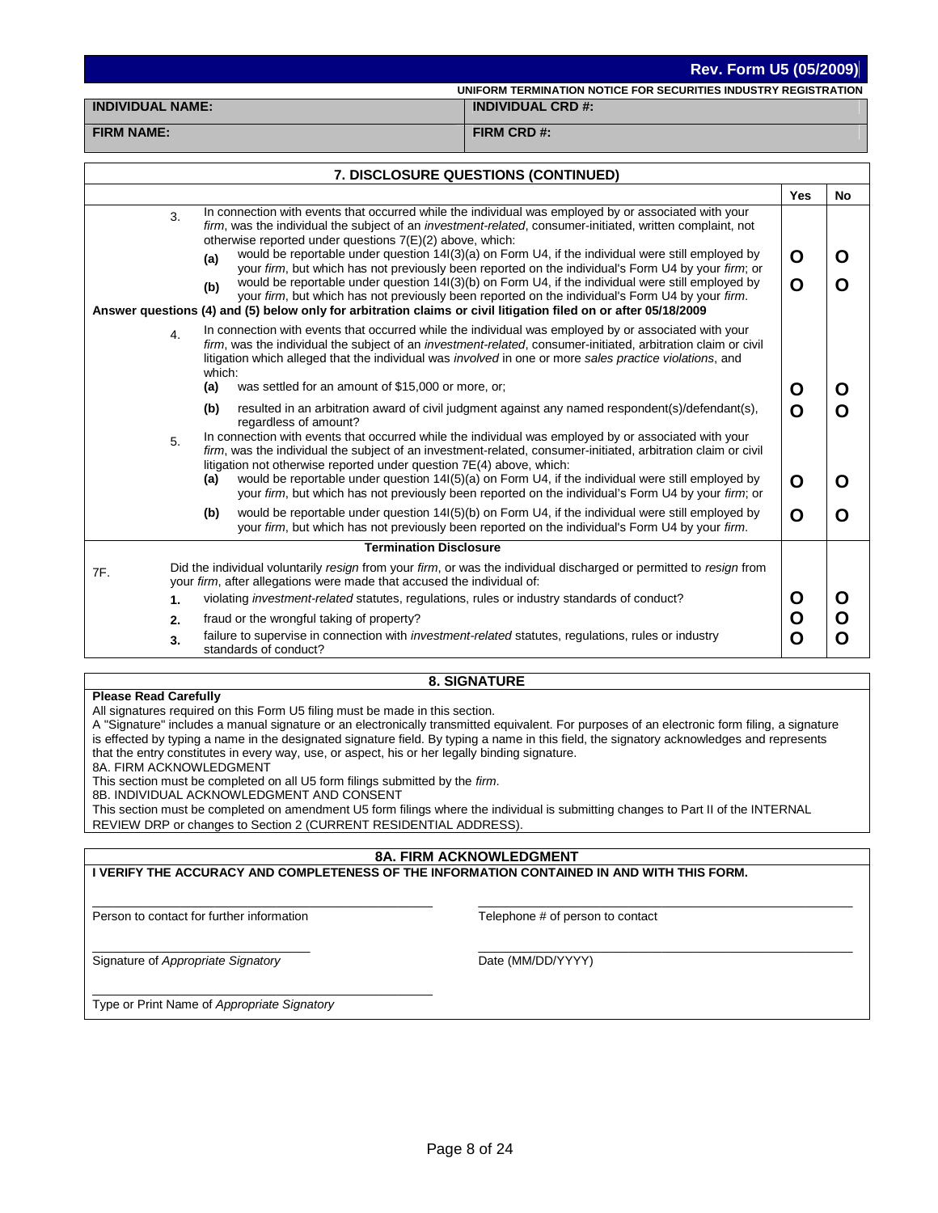**Rev. Form U5 (05/2009)**

**UNIFORM TERMINATION NOTICE FOR SECURITIES INDUSTRY REGISTRATION**

| **INDIVIDUAL NAME:** | **INDIVIDUAL CRD #:** |
|---|---|
| **FIRM NAME:** | **FIRM CRD #:** |

## 7. DISCLOSURE QUESTIONS (CONTINUED)

| | | | | Yes | No |
|---|---|---|---|---|---|
| | 3. | | In connection with events that occurred while the individual was employed by or associated with your *firm*, was the individual the subject of an *investment-related*, consumer-initiated, written complaint, not otherwise reported under questions 7(E)(2) above, which: | | |
| | | **(a)** | would be reportable under question 14I(3)(a) on Form U4, if the individual were still employed by your *firm*, but which has not previously been reported on the individual's Form U4 by your *firm*; or | O | O |
| | | **(b)** | would be reportable under question 14I(3)(b) on Form U4, if the individual were still employed by your *firm*, but which has not previously been reported on the individual's Form U4 by your *firm*. | O | O |
| **Answer questions (4) and (5) below only for arbitration claims or civil litigation filed on or after 05/18/2009** | | | | | |
| | 4. | | In connection with events that occurred while the individual was employed by or associated with your *firm*, was the individual the subject of an *investment-related*, consumer-initiated, arbitration claim or civil litigation which alleged that the individual was *involved* in one or more *sales practice violations*, and which: | | |
| | | **(a)** | was settled for an amount of $15,000 or more, or; | O | O |
| | | **(b)** | resulted in an arbitration award of civil judgment against any named respondent(s)/defendant(s), regardless of amount? | O | O |
| | 5. | | In connection with events that occurred while the individual was employed by or associated with your *firm*, was the individual the subject of an investment-related, consumer-initiated, arbitration claim or civil litigation not otherwise reported under question 7E(4) above, which: | | |
| | | **(a)** | would be reportable under question 14I(5)(a) on Form U4, if the individual were still employed by your *firm*, but which has not previously been reported on the individual's Form U4 by your *firm*; or | O | O |
| | | **(b)** | would be reportable under question 14I(5)(b) on Form U4, if the individual were still employed by your *firm*, but which has not previously been reported on the individual's Form U4 by your *firm*. | O | O |
| **Termination Disclosure** | | | | | |
| 7F. | | | Did the individual voluntarily *resign* from your *firm*, or was the individual discharged or permitted to *resign* from your *firm*, after allegations were made that accused the individual of: | | |
| | **1.** | | violating *investment-related* statutes, regulations, rules or industry standards of conduct? | O | O |
| | **2.** | | fraud or the wrongful taking of property? | O | O |
| | **3.** | | failure to supervise in connection with *investment-related* statutes, regulations, rules or industry standards of conduct? | O | O |

## 8. SIGNATURE

**Please Read Carefully**

All signatures required on this Form U5 filing must be made in this section.

A "Signature" includes a manual signature or an electronically transmitted equivalent. For purposes of an electronic form filing, a signature is effected by typing a name in the designated signature field. By typing a name in this field, the signatory acknowledges and represents that the entry constitutes in every way, use, or aspect, his or her legally binding signature.

8A. FIRM ACKNOWLEDGMENT

This section must be completed on all U5 form filings submitted by the *firm*.

8B. INDIVIDUAL ACKNOWLEDGMENT AND CONSENT

This section must be completed on amendment U5 form filings where the individual is submitting changes to Part II of the INTERNAL REVIEW DRP or changes to Section 2 (CURRENT RESIDENTIAL ADDRESS).

## 8A. FIRM ACKNOWLEDGMENT

**I VERIFY THE ACCURACY AND COMPLETENESS OF THE INFORMATION CONTAINED IN AND WITH THIS FORM.**

________________________________________

Person to contact for further information

________________________________________

Telephone # of person to contact

________________________________________

Signature of *Appropriate Signatory*

________________________________________

Date (MM/DD/YYYY)

________________________________________

Type or Print Name of *Appropriate Signatory*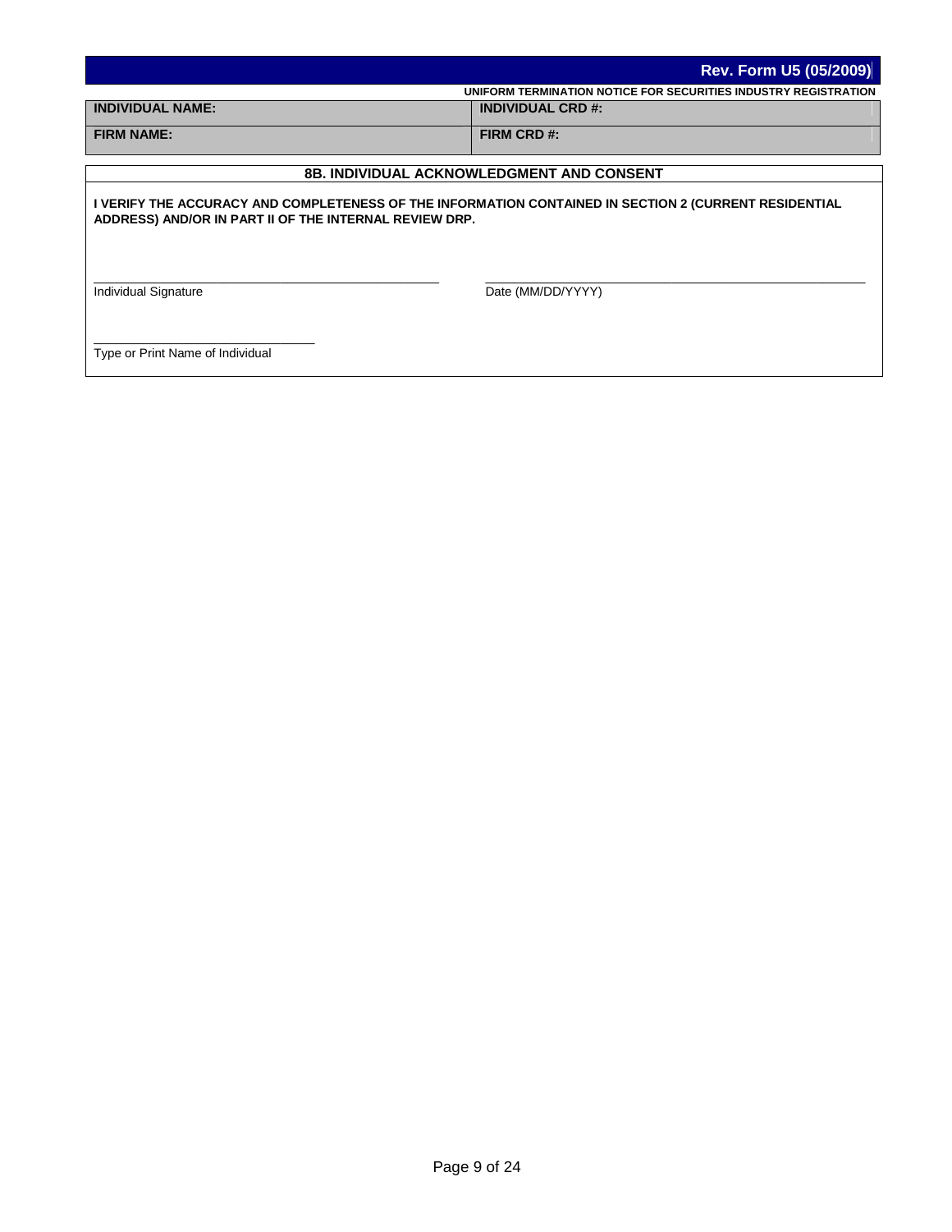**Rev. Form U5 (05/2009)**

**UNIFORM TERMINATION NOTICE FOR SECURITIES INDUSTRY REGISTRATION**

| **INDIVIDUAL NAME:** | **INDIVIDUAL CRD #:** |
| --- | --- |
| **FIRM NAME:** | **FIRM CRD #:** |

## 8B. INDIVIDUAL ACKNOWLEDGMENT AND CONSENT

**I VERIFY THE ACCURACY AND COMPLETENESS OF THE INFORMATION CONTAINED IN SECTION 2 (CURRENT RESIDENTIAL ADDRESS) AND/OR IN PART II OF THE INTERNAL REVIEW DRP.**

\_\_\_\_\_\_\_\_\_\_\_\_\_\_\_\_\_\_\_\_\_\_\_\_\_\_\_\_\_\_\_\_\_\_\_\_\_\_\_\_\_\_\_\_ \_\_\_\_\_\_\_\_\_\_\_\_\_\_\_\_\_\_\_\_\_\_\_\_\_\_\_\_\_\_\_\_\_\_\_\_\_\_\_\_\_\_\_\_

Individual Signature Date (MM/DD/YYYY)

\_\_\_\_\_\_\_\_\_\_\_\_\_\_\_\_\_\_\_\_\_\_\_\_\_\_\_\_

Type or Print Name of Individual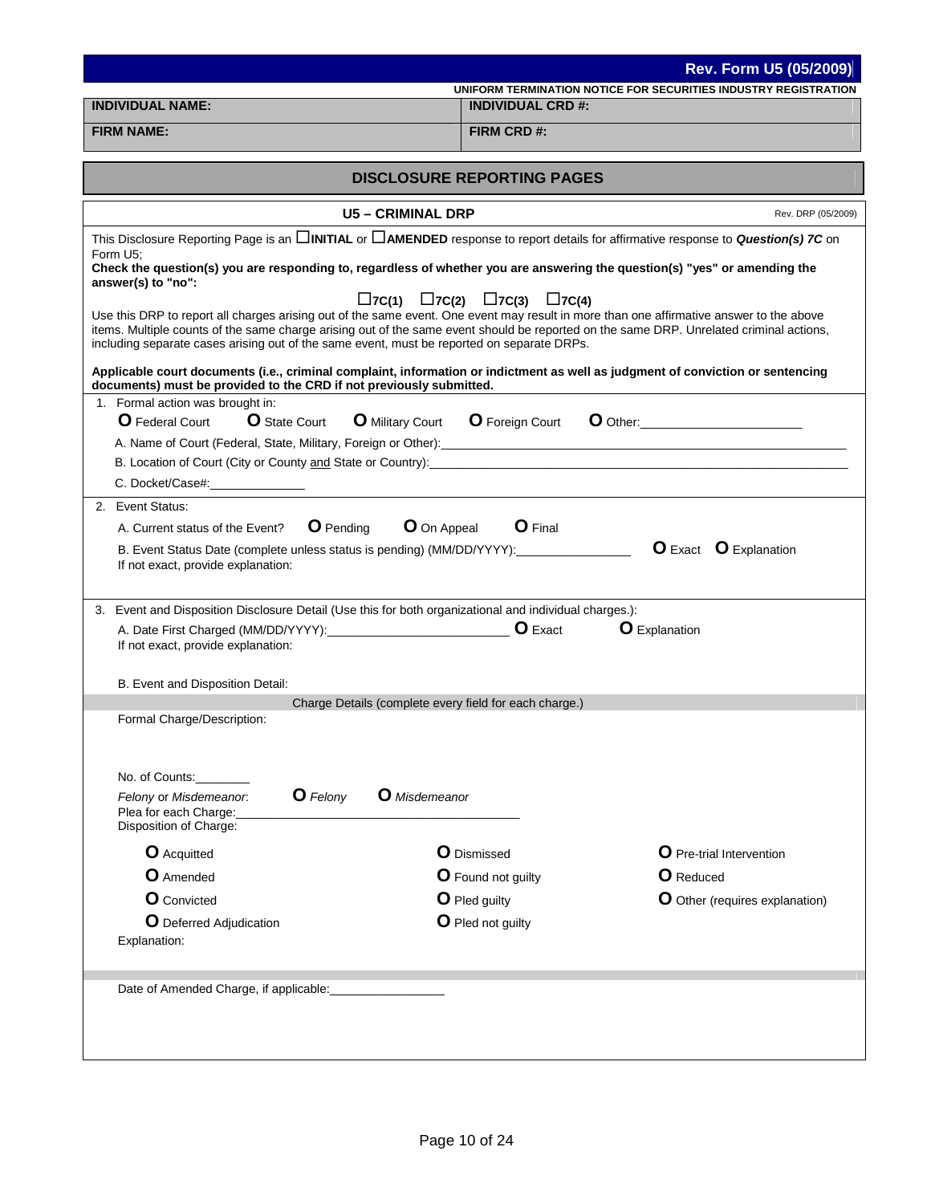**Rev. Form U5 (05/2009)**

**UNIFORM TERMINATION NOTICE FOR SECURITIES INDUSTRY REGISTRATION**

| **INDIVIDUAL NAME:** | **INDIVIDUAL CRD #:** |
|---|---|
| **FIRM NAME:** | **FIRM CRD #:** |

## DISCLOSURE REPORTING PAGES

### U5 – CRIMINAL DRP

Rev. DRP (05/2009)

This Disclosure Reporting Page is an ☐**INITIAL** or ☐**AMENDED** response to report details for affirmative response to ***Question(s) 7C*** on Form U5;

**Check the question(s) you are responding to, regardless of whether you are answering the question(s) "yes" or amending the answer(s) to "no":**

☐**7C(1)** ☐**7C(2)** ☐**7C(3)** ☐**7C(4)**

Use this DRP to report all charges arising out of the same event. One event may result in more than one affirmative answer to the above items. Multiple counts of the same charge arising out of the same event should be reported on the same DRP. Unrelated criminal actions, including separate cases arising out of the same event, must be reported on separate DRPs.

**Applicable court documents (i.e., criminal complaint, information or indictment as well as judgment of conviction or sentencing documents) must be provided to the CRD if not previously submitted.**

1. Formal action was brought in:

   O Federal Court O State Court O Military Court O Foreign Court O Other:\_\_\_\_\_\_\_\_\_\_\_\_\_\_\_\_\_\_\_\_

   A. Name of Court (Federal, State, Military, Foreign or Other):\_\_\_\_\_\_\_\_\_\_\_\_\_\_\_\_\_\_\_\_

   B. Location of Court (City or County and State or Country):\_\_\_\_\_\_\_\_\_\_\_\_\_\_\_\_\_\_\_\_

   C. Docket/Case#:\_\_\_\_\_\_\_\_\_\_\_\_

2. Event Status:

   A. Current status of the Event? O Pending O On Appeal O Final

   B. Event Status Date (complete unless status is pending) (MM/DD/YYYY):\_\_\_\_\_\_\_\_\_\_\_\_ O Exact O Explanation

   If not exact, provide explanation:

3. Event and Disposition Disclosure Detail (Use this for both organizational and individual charges.):

   A. Date First Charged (MM/DD/YYYY):\_\_\_\_\_\_\_\_\_\_\_\_\_\_\_\_\_\_\_\_ O Exact O Explanation

   If not exact, provide explanation:

   B. Event and Disposition Detail:

Charge Details (complete every field for each charge.)

Formal Charge/Description:

No. of Counts:\_\_\_\_\_\_\_\_

*Felony* or *Misdemeanor*: O *Felony* O *Misdemeanor*

Plea for each Charge:\_\_\_\_\_\_\_\_\_\_\_\_\_\_\_\_\_\_\_\_

Disposition of Charge:

| | | |
|---|---|---|
| O Acquitted | O Dismissed | O Pre-trial Intervention |
| O Amended | O Found not guilty | O Reduced |
| O Convicted | O Pled guilty | O Other (requires explanation) |
| O Deferred Adjudication | O Pled not guilty | |

Explanation:

Date of Amended Charge, if applicable:\_\_\_\_\_\_\_\_\_\_\_\_\_\_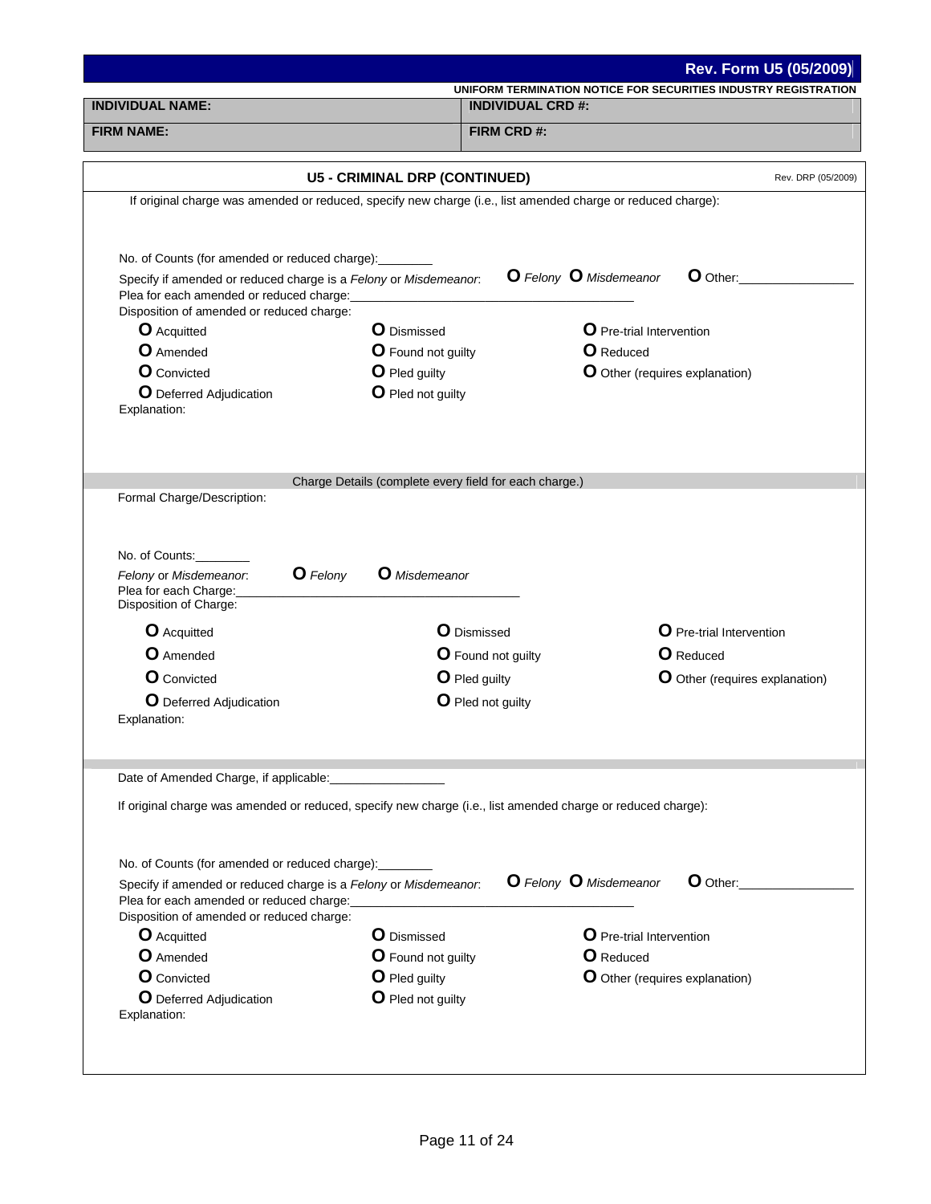**Rev. Form U5 (05/2009)**

**UNIFORM TERMINATION NOTICE FOR SECURITIES INDUSTRY REGISTRATION**

| **INDIVIDUAL NAME:** | **INDIVIDUAL CRD #:** |
|---|---|
| **FIRM NAME:** | **FIRM CRD #:** |

## U5 - CRIMINAL DRP (CONTINUED)

Rev. DRP (05/2009)

If original charge was amended or reduced, specify new charge (i.e., list amended charge or reduced charge):

No. of Counts (for amended or reduced charge):________

Specify if amended or reduced charge is a *Felony* or *Misdemeanor*: O *Felony* O *Misdemeanor* O Other:________________

Plea for each amended or reduced charge:____________________________________________

Disposition of amended or reduced charge:

- O Acquitted
- O Amended
- O Convicted
- O Deferred Adjudication
- O Dismissed
- O Found not guilty
- O Pled guilty
- O Pled not guilty
- O Pre-trial Intervention
- O Reduced
- O Other (requires explanation)

Explanation:

### Charge Details (complete every field for each charge.)

Formal Charge/Description:

No. of Counts:________

*Felony* or *Misdemeanor*: O *Felony* O *Misdemeanor*

Plea for each Charge:____________________________________________

Disposition of Charge:

- O Acquitted
- O Amended
- O Convicted
- O Deferred Adjudication
- O Dismissed
- O Found not guilty
- O Pled guilty
- O Pled not guilty
- O Pre-trial Intervention
- O Reduced
- O Other (requires explanation)

Explanation:

Date of Amended Charge, if applicable:_________________

If original charge was amended or reduced, specify new charge (i.e., list amended charge or reduced charge):

No. of Counts (for amended or reduced charge):________

Specify if amended or reduced charge is a *Felony* or *Misdemeanor*: O *Felony* O *Misdemeanor* O Other:________________

Plea for each amended or reduced charge:____________________________________________

Disposition of amended or reduced charge:

- O Acquitted
- O Amended
- O Convicted
- O Deferred Adjudication
- O Dismissed
- O Found not guilty
- O Pled guilty
- O Pled not guilty
- O Pre-trial Intervention
- O Reduced
- O Other (requires explanation)

Explanation: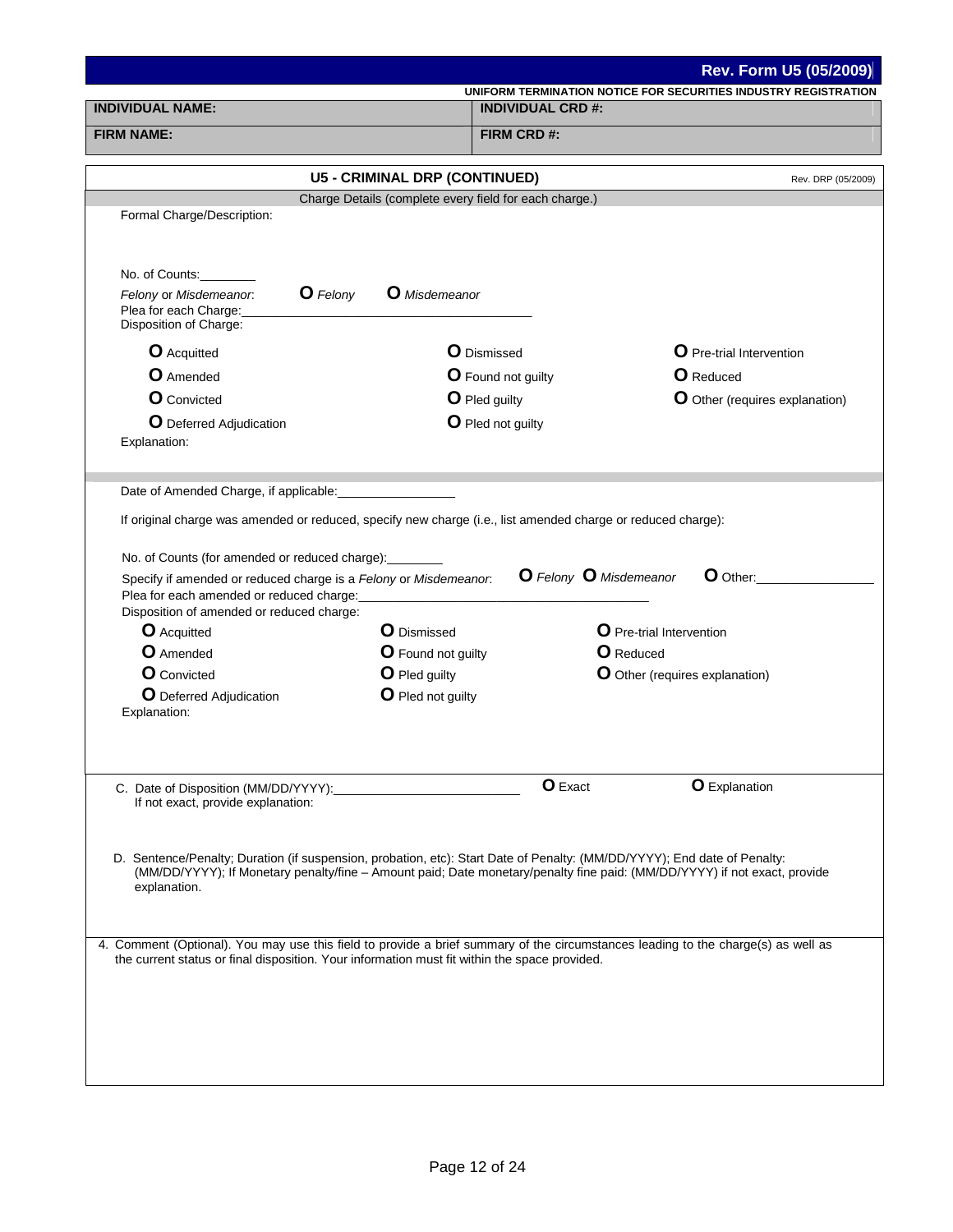**Rev. Form U5 (05/2009)**

**UNIFORM TERMINATION NOTICE FOR SECURITIES INDUSTRY REGISTRATION**

| INDIVIDUAL NAME: | INDIVIDUAL CRD #: |
|---|---|
| FIRM NAME: | FIRM CRD #: |

## U5 - CRIMINAL DRP (CONTINUED)

Rev. DRP (05/2009)

Charge Details (complete every field for each charge.)

Formal Charge/Description:

No. of Counts:________

*Felony* or *Misdemeanor*: O *Felony* O *Misdemeanor*

Plea for each Charge:________________________________________

Disposition of Charge:

| | | |
|---|---|---|
| O Acquitted | O Dismissed | O Pre-trial Intervention |
| O Amended | O Found not guilty | O Reduced |
| O Convicted | O Pled guilty | O Other (requires explanation) |
| O Deferred Adjudication | O Pled not guilty | |

Explanation:

Date of Amended Charge, if applicable:________________

If original charge was amended or reduced, specify new charge (i.e., list amended charge or reduced charge):

No. of Counts (for amended or reduced charge):________

Specify if amended or reduced charge is a *Felony* or *Misdemeanor*: O *Felony* O *Misdemeanor* O Other:________________

Plea for each amended or reduced charge:________________________________________

Disposition of amended or reduced charge:

| | | |
|---|---|---|
| O Acquitted | O Dismissed | O Pre-trial Intervention |
| O Amended | O Found not guilty | O Reduced |
| O Convicted | O Pled guilty | O Other (requires explanation) |
| O Deferred Adjudication | O Pled not guilty | |

Explanation:

C. Date of Disposition (MM/DD/YYYY):__________________________ O Exact O Explanation

If not exact, provide explanation:

D. Sentence/Penalty; Duration (if suspension, probation, etc): Start Date of Penalty: (MM/DD/YYYY); End date of Penalty: (MM/DD/YYYY); If Monetary penalty/fine – Amount paid; Date monetary/penalty fine paid: (MM/DD/YYYY) if not exact, provide explanation.

4. Comment (Optional). You may use this field to provide a brief summary of the circumstances leading to the charge(s) as well as the current status or final disposition. Your information must fit within the space provided.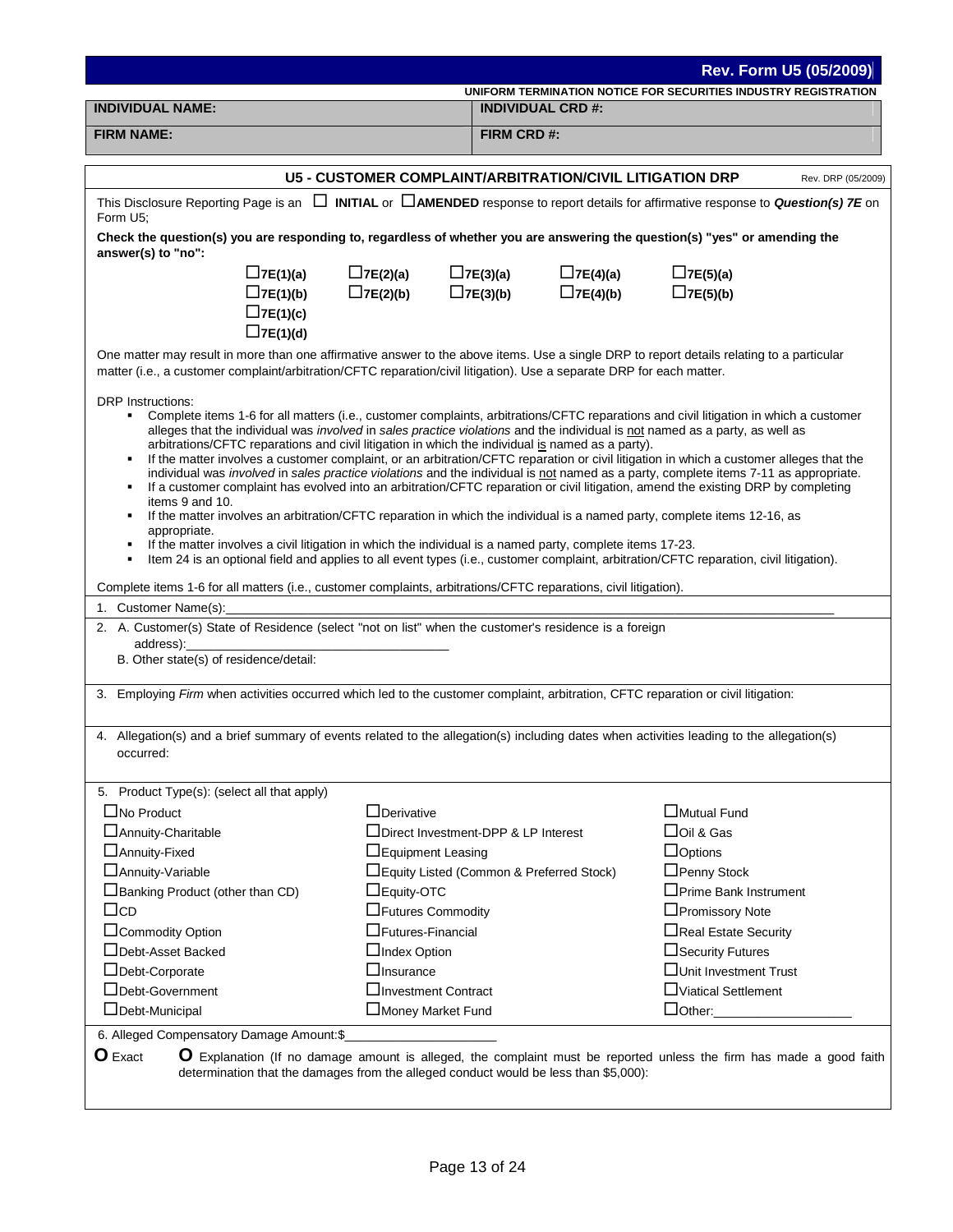**Rev. Form U5 (05/2009)**

**UNIFORM TERMINATION NOTICE FOR SECURITIES INDUSTRY REGISTRATION**

| **INDIVIDUAL NAME:** | **INDIVIDUAL CRD #:** |
|---|---|
| **FIRM NAME:** | **FIRM CRD #:** |

## U5 - CUSTOMER COMPLAINT/ARBITRATION/CIVIL LITIGATION DRP

Rev. DRP (05/2009)

This Disclosure Reporting Page is an ☐ **INITIAL** or ☐ **AMENDED** response to report details for affirmative response to ***Question(s) 7E*** on Form U5;

**Check the question(s) you are responding to, regardless of whether you are answering the question(s) "yes" or amending the answer(s) to "no":**

| | | | | |
|---|---|---|---|---|
| ☐**7E(1)(a)** | ☐**7E(2)(a)** | ☐**7E(3)(a)** | ☐**7E(4)(a)** | ☐**7E(5)(a)** |
| ☐**7E(1)(b)** | ☐**7E(2)(b)** | ☐**7E(3)(b)** | ☐**7E(4)(b)** | ☐**7E(5)(b)** |
| ☐**7E(1)(c)** | | | | |
| ☐**7E(1)(d)** | | | | |

One matter may result in more than one affirmative answer to the above items. Use a single DRP to report details relating to a particular matter (i.e., a customer complaint/arbitration/CFTC reparation/civil litigation). Use a separate DRP for each matter.

DRP Instructions:

- Complete items 1-6 for all matters (i.e., customer complaints, arbitrations/CFTC reparations and civil litigation in which a customer alleges that the individual was *involved* in *sales practice violations* and the individual is not named as a party, as well as arbitrations/CFTC reparations and civil litigation in which the individual is named as a party).
- If the matter involves a customer complaint, or an arbitration/CFTC reparation or civil litigation in which a customer alleges that the individual was *involved* in *sales practice violations* and the individual is not named as a party, complete items 7-11 as appropriate.
- If a customer complaint has evolved into an arbitration/CFTC reparation or civil litigation, amend the existing DRP by completing items 9 and 10.
- If the matter involves an arbitration/CFTC reparation in which the individual is a named party, complete items 12-16, as appropriate.
- If the matter involves a civil litigation in which the individual is a named party, complete items 17-23.
- Item 24 is an optional field and applies to all event types (i.e., customer complaint, arbitration/CFTC reparation, civil litigation).

Complete items 1-6 for all matters (i.e., customer complaints, arbitrations/CFTC reparations, civil litigation).

1. Customer Name(s):\_\_\_\_\_\_\_\_\_\_\_\_\_\_\_\_\_\_\_\_\_\_\_\_\_\_\_\_\_\_\_\_\_\_\_\_\_\_\_\_\_\_\_\_

2. A. Customer(s) State of Residence (select "not on list" when the customer's residence is a foreign address):\_\_\_\_\_\_\_\_\_\_\_\_\_\_\_\_\_\_\_\_\_\_\_\_\_\_\_\_\_\_
   B. Other state(s) of residence/detail:

3. Employing *Firm* when activities occurred which led to the customer complaint, arbitration, CFTC reparation or civil litigation:

4. Allegation(s) and a brief summary of events related to the allegation(s) including dates when activities leading to the allegation(s) occurred:

5. Product Type(s): (select all that apply)

| | | |
|---|---|---|
| ☐No Product | ☐Derivative | ☐Mutual Fund |
| ☐Annuity-Charitable | ☐Direct Investment-DPP & LP Interest | ☐Oil & Gas |
| ☐Annuity-Fixed | ☐Equipment Leasing | ☐Options |
| ☐Annuity-Variable | ☐Equity Listed (Common & Preferred Stock) | ☐Penny Stock |
| ☐Banking Product (other than CD) | ☐Equity-OTC | ☐Prime Bank Instrument |
| ☐CD | ☐Futures Commodity | ☐Promissory Note |
| ☐Commodity Option | ☐Futures-Financial | ☐Real Estate Security |
| ☐Debt-Asset Backed | ☐Index Option | ☐Security Futures |
| ☐Debt-Corporate | ☐Insurance | ☐Unit Investment Trust |
| ☐Debt-Government | ☐Investment Contract | ☐Viatical Settlement |
| ☐Debt-Municipal | ☐Money Market Fund | ☐Other:\_\_\_\_\_\_\_\_\_\_\_\_\_\_\_\_ |

6. Alleged Compensatory Damage Amount:$\_\_\_\_\_\_\_\_\_\_\_\_\_\_\_\_\_\_\_\_

**O** Exact  **O** Explanation (If no damage amount is alleged, the complaint must be reported unless the firm has made a good faith determination that the damages from the alleged conduct would be less than $5,000):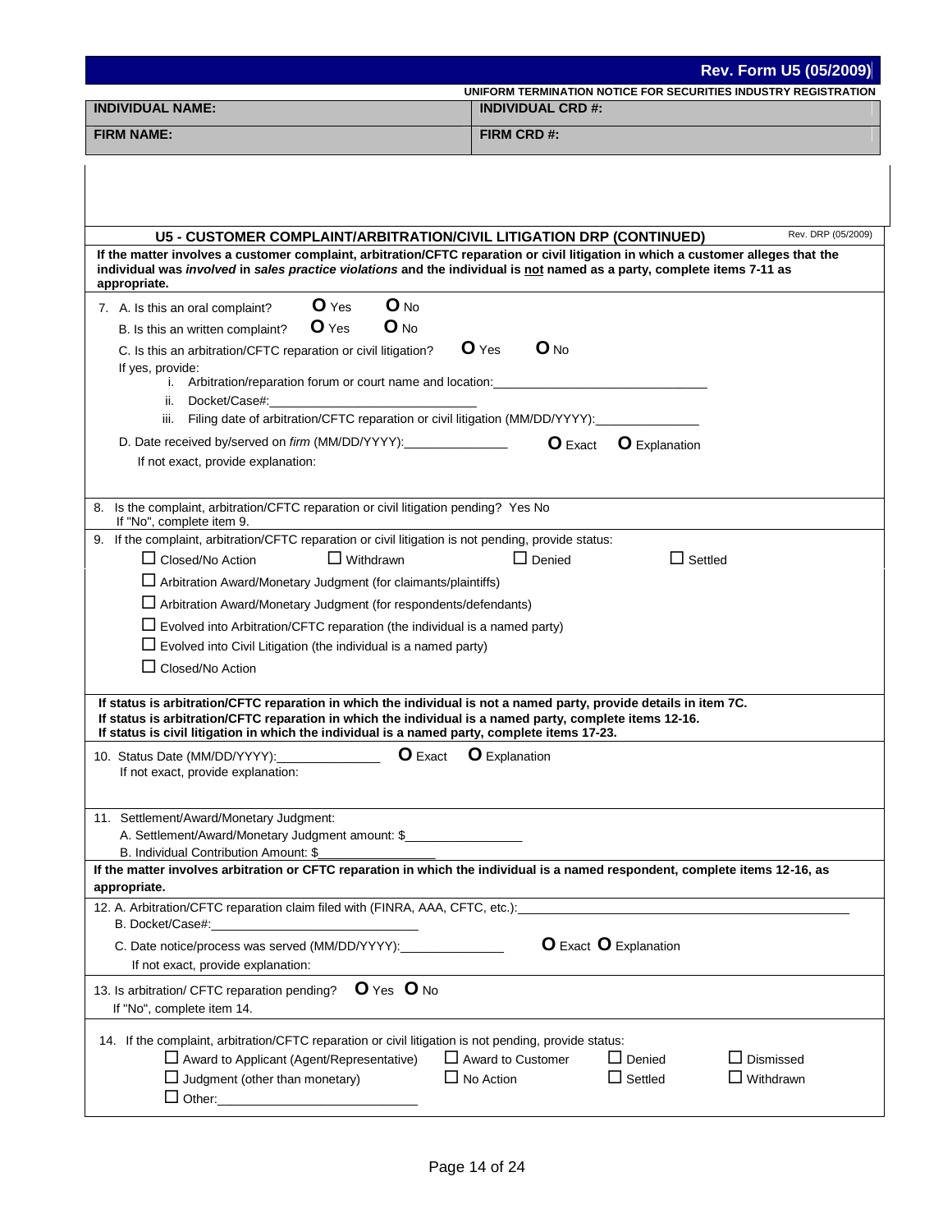**Rev. Form U5 (05/2009)**

UNIFORM TERMINATION NOTICE FOR SECURITIES INDUSTRY REGISTRATION

| INDIVIDUAL NAME: | INDIVIDUAL CRD #: |
|---|---|
| FIRM NAME: | FIRM CRD #: |

## U5 - CUSTOMER COMPLAINT/ARBITRATION/CIVIL LITIGATION DRP (CONTINUED)

Rev. DRP (05/2009)

**If the matter involves a customer complaint, arbitration/CFTC reparation or civil litigation in which a customer alleges that the individual was *involved* in *sales practice violations* and the individual is not named as a party, complete items 7-11 as appropriate.**

7. A. Is this an oral complaint? O Yes O No

   B. Is this an written complaint? O Yes O No

   C. Is this an arbitration/CFTC reparation or civil litigation? O Yes O No

   If yes, provide:

   i. Arbitration/reparation forum or court name and location:______________________________

   ii. Docket/Case#:______________________________

   iii. Filing date of arbitration/CFTC reparation or civil litigation (MM/DD/YYYY):_______________

   D. Date received by/served on *firm* (MM/DD/YYYY):_______________ O Exact O Explanation

   If not exact, provide explanation:

8. Is the complaint, arbitration/CFTC reparation or civil litigation pending? Yes No
   If "No", complete item 9.

9. If the complaint, arbitration/CFTC reparation or civil litigation is not pending, provide status:

   - ☐ Closed/No Action
   - ☐ Withdrawn
   - ☐ Denied
   - ☐ Settled
   - ☐ Arbitration Award/Monetary Judgment (for claimants/plaintiffs)
   - ☐ Arbitration Award/Monetary Judgment (for respondents/defendants)
   - ☐ Evolved into Arbitration/CFTC reparation (the individual is a named party)
   - ☐ Evolved into Civil Litigation (the individual is a named party)
   - ☐ Closed/No Action

**If status is arbitration/CFTC reparation in which the individual is not a named party, provide details in item 7C.**
**If status is arbitration/CFTC reparation in which the individual is a named party, complete items 12-16.**
**If status is civil litigation in which the individual is a named party, complete items 17-23.**

10. Status Date (MM/DD/YYYY):_______________ O Exact O Explanation
    If not exact, provide explanation:

11. Settlement/Award/Monetary Judgment:

    A. Settlement/Award/Monetary Judgment amount: $_______________

    B. Individual Contribution Amount: $_______________

**If the matter involves arbitration or CFTC reparation in which the individual is a named respondent, complete items 12-16, as appropriate.**

12. A. Arbitration/CFTC reparation claim filed with (FINRA, AAA, CFTC, etc.):______________________________

    B. Docket/Case#:______________________________

    C. Date notice/process was served (MM/DD/YYYY):_______________ O Exact O Explanation

    If not exact, provide explanation:

13. Is arbitration/ CFTC reparation pending? O Yes O No
    If "No", complete item 14.

14. If the complaint, arbitration/CFTC reparation or civil litigation is not pending, provide status:

    - ☐ Award to Applicant (Agent/Representative)
    - ☐ Award to Customer
    - ☐ Denied
    - ☐ Dismissed
    - ☐ Judgment (other than monetary)
    - ☐ No Action
    - ☐ Settled
    - ☐ Withdrawn
    - ☐ Other:______________________________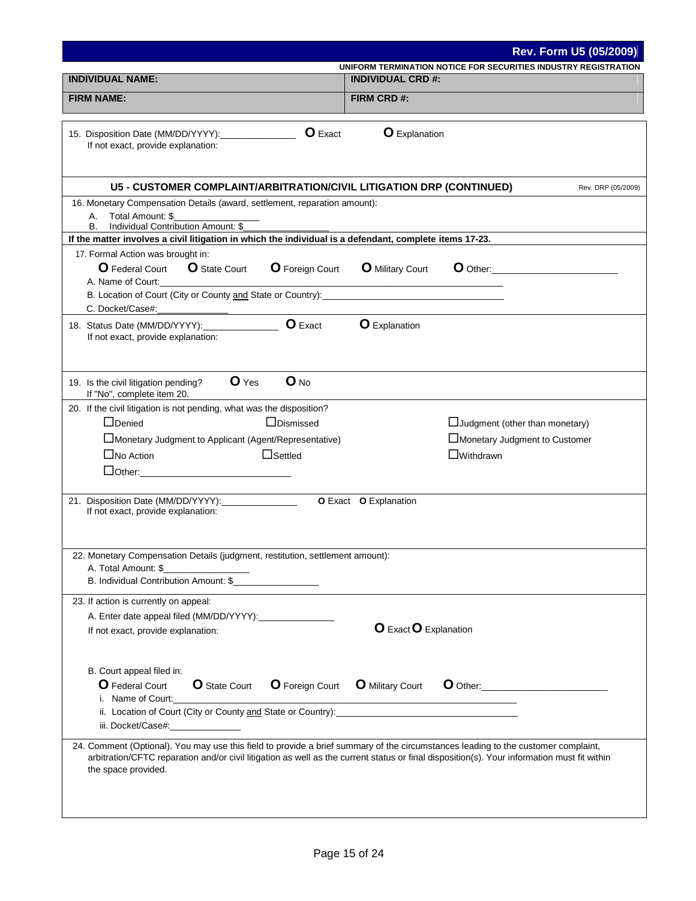**Rev. Form U5 (05/2009)**

**UNIFORM TERMINATION NOTICE FOR SECURITIES INDUSTRY REGISTRATION**

| INDIVIDUAL NAME: | INDIVIDUAL CRD #: |
|---|---|
| FIRM NAME: | FIRM CRD #: |

15. Disposition Date (MM/DD/YYYY):______________ O Exact O Explanation
    If not exact, provide explanation:

## U5 - CUSTOMER COMPLAINT/ARBITRATION/CIVIL LITIGATION DRP (CONTINUED)

Rev. DRP (05/2009)

16. Monetary Compensation Details (award, settlement, reparation amount):
    A. Total Amount: $________________
    B. Individual Contribution Amount: $________________

**If the matter involves a civil litigation in which the individual is a defendant, complete items 17-23.**

17. Formal Action was brought in:
    O Federal Court O State Court O Foreign Court O Military Court O Other:________________________
    A. Name of Court:________________________________________
    B. Location of Court (City or County and State or Country):________________________________
    C. Docket/Case#:______________

18. Status Date (MM/DD/YYYY):______________ O Exact O Explanation
    If not exact, provide explanation:

19. Is the civil litigation pending? O Yes O No
    If "No", complete item 20.

20. If the civil litigation is not pending, what was the disposition?
    ☐Denied ☐Dismissed ☐Judgment (other than monetary)
    ☐Monetary Judgment to Applicant (Agent/Representative) ☐Monetary Judgment to Customer
    ☐No Action ☐Settled ☐Withdrawn
    ☐Other:____________________________

21. Disposition Date (MM/DD/YYYY):______________ O Exact O Explanation
    If not exact, provide explanation:

22. Monetary Compensation Details (judgment, restitution, settlement amount):
    A. Total Amount: $________________
    B. Individual Contribution Amount: $________________

23. If action is currently on appeal:
    A. Enter date appeal filed (MM/DD/YYYY):______________
    If not exact, provide explanation: O Exact O Explanation

    B. Court appeal filed in:
    O Federal Court O State Court O Foreign Court O Military Court O Other:________________________
    i. Name of Court:________________________________________
    ii. Location of Court (City or County and State or Country):________________________________
    iii. Docket/Case#:______________

24. Comment (Optional). You may use this field to provide a brief summary of the circumstances leading to the customer complaint, arbitration/CFTC reparation and/or civil litigation as well as the current status or final disposition(s). Your information must fit within the space provided.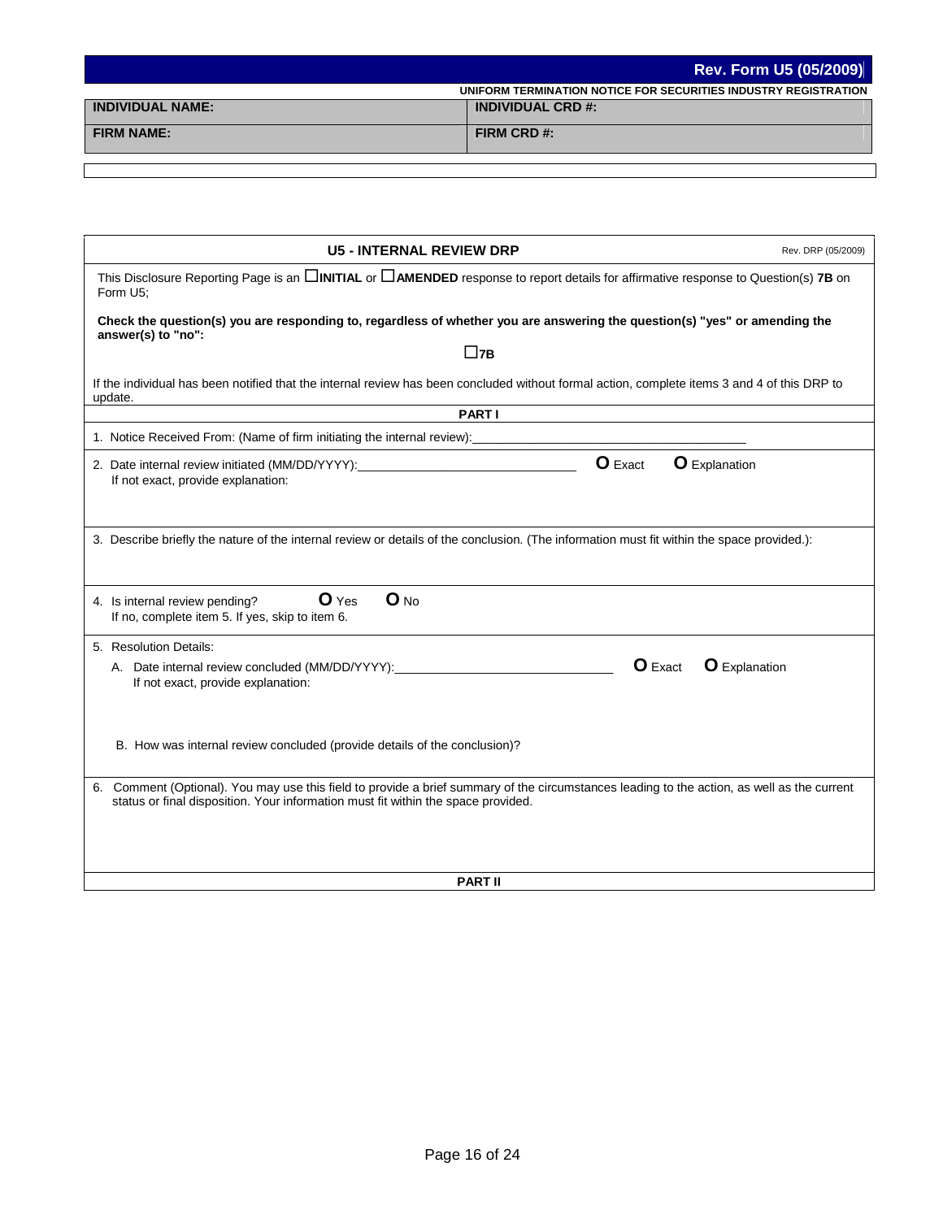**Rev. Form U5 (05/2009)**

**UNIFORM TERMINATION NOTICE FOR SECURITIES INDUSTRY REGISTRATION**

| **INDIVIDUAL NAME:** | **INDIVIDUAL CRD #:** |
|---|---|
| **FIRM NAME:** | **FIRM CRD #:** |

## U5 - INTERNAL REVIEW DRP

Rev. DRP (05/2009)

This Disclosure Reporting Page is an ☐**INITIAL** or ☐**AMENDED** response to report details for affirmative response to Question(s) **7B** on Form U5;

**Check the question(s) you are responding to, regardless of whether you are answering the question(s) "yes" or amending the answer(s) to "no":**

☐**7B**

If the individual has been notified that the internal review has been concluded without formal action, complete items 3 and 4 of this DRP to update.

### PART I

1. Notice Received From: (Name of firm initiating the internal review):\_\_\_\_\_\_\_\_\_\_\_\_\_\_\_\_\_\_\_\_\_\_\_\_\_\_\_\_\_\_\_\_\_\_\_\_\_\_\_\_

2. Date internal review initiated (MM/DD/YYYY):\_\_\_\_\_\_\_\_\_\_\_\_\_\_\_\_\_\_\_\_\_\_\_\_\_\_\_\_\_\_\_ O Exact O Explanation
   If not exact, provide explanation:

3. Describe briefly the nature of the internal review or details of the conclusion. (The information must fit within the space provided.):

4. Is internal review pending? O Yes O No
   If no, complete item 5. If yes, skip to item 6.

5. Resolution Details:
   A. Date internal review concluded (MM/DD/YYYY):\_\_\_\_\_\_\_\_\_\_\_\_\_\_\_\_\_\_\_\_\_\_\_\_\_\_\_\_\_\_\_ O Exact O Explanation
      If not exact, provide explanation:

   B. How was internal review concluded (provide details of the conclusion)?

6. Comment (Optional). You may use this field to provide a brief summary of the circumstances leading to the action, as well as the current status or final disposition. Your information must fit within the space provided.

### PART II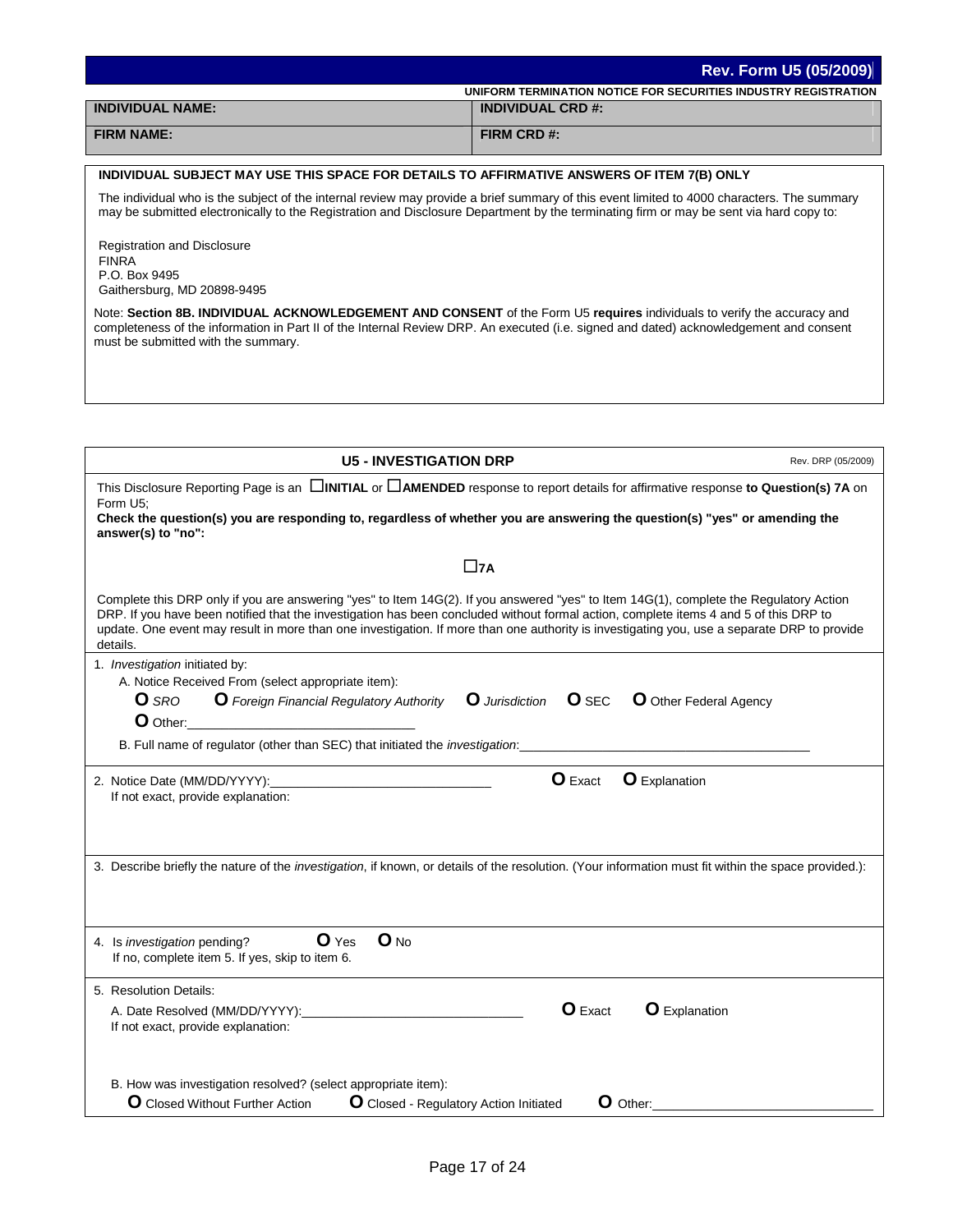**Rev. Form U5 (05/2009)**

**UNIFORM TERMINATION NOTICE FOR SECURITIES INDUSTRY REGISTRATION**

| **INDIVIDUAL NAME:** | **INDIVIDUAL CRD #:** |
|---|---|
| **FIRM NAME:** | **FIRM CRD #:** |

**INDIVIDUAL SUBJECT MAY USE THIS SPACE FOR DETAILS TO AFFIRMATIVE ANSWERS OF ITEM 7(B) ONLY**

The individual who is the subject of the internal review may provide a brief summary of this event limited to 4000 characters. The summary may be submitted electronically to the Registration and Disclosure Department by the terminating firm or may be sent via hard copy to:

Registration and Disclosure
FINRA
P.O. Box 9495
Gaithersburg, MD 20898-9495

Note: **Section 8B. INDIVIDUAL ACKNOWLEDGEMENT AND CONSENT** of the Form U5 **requires** individuals to verify the accuracy and completeness of the information in Part II of the Internal Review DRP. An executed (i.e. signed and dated) acknowledgement and consent must be submitted with the summary.

## U5 - INVESTIGATION DRP

Rev. DRP (05/2009)

This Disclosure Reporting Page is an ☐**INITIAL** or ☐**AMENDED** response to report details for affirmative response **to Question(s) 7A** on Form U5;

**Check the question(s) you are responding to, regardless of whether you are answering the question(s) "yes" or amending the answer(s) to "no":**

☐**7A**

Complete this DRP only if you are answering "yes" to Item 14G(2). If you answered "yes" to Item 14G(1), complete the Regulatory Action DRP. If you have been notified that the investigation has been concluded without formal action, complete items 4 and 5 of this DRP to update. One event may result in more than one investigation. If more than one authority is investigating you, use a separate DRP to provide details.

1. *Investigation* initiated by:
   A. Notice Received From (select appropriate item):
   O *SRO* O *Foreign Financial Regulatory Authority* O *Jurisdiction* O SEC O Other Federal Agency
   O Other:______________________________
   B. Full name of regulator (other than SEC) that initiated the *investigation*:________________________________________

2. Notice Date (MM/DD/YYYY):______________________________ O Exact O Explanation
   If not exact, provide explanation:

3. Describe briefly the nature of the *investigation*, if known, or details of the resolution. (Your information must fit within the space provided.):

4. Is *investigation* pending? O Yes O No
   If no, complete item 5. If yes, skip to item 6.

5. Resolution Details:
   A. Date Resolved (MM/DD/YYYY):______________________________ O Exact O Explanation
   If not exact, provide explanation:

   B. How was investigation resolved? (select appropriate item):
   O Closed Without Further Action O Closed - Regulatory Action Initiated O Other:____________________________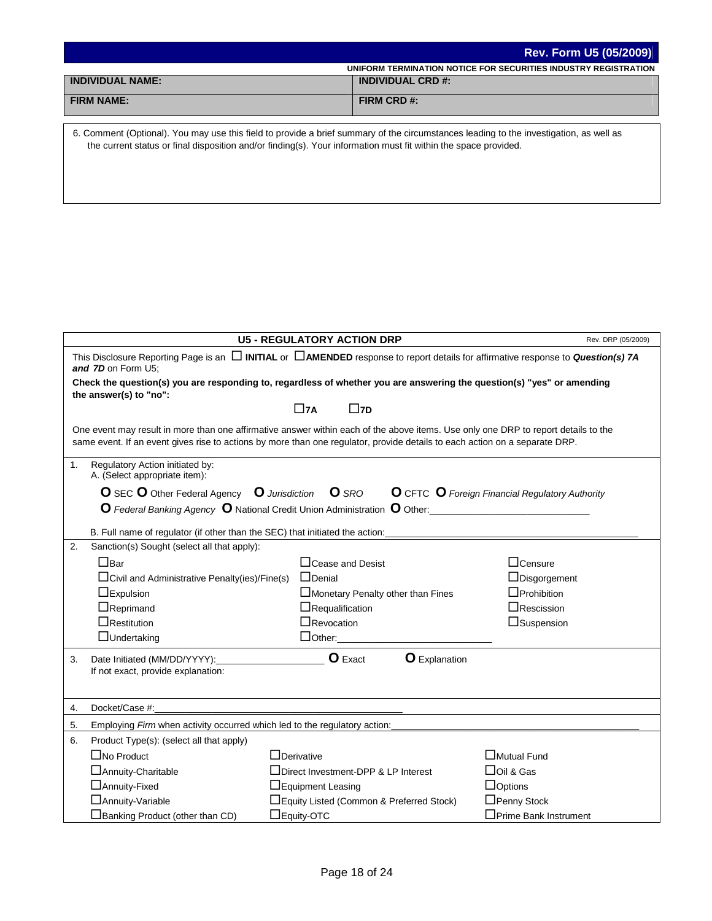**Rev. Form U5 (05/2009)**

**UNIFORM TERMINATION NOTICE FOR SECURITIES INDUSTRY REGISTRATION**

| **INDIVIDUAL NAME:** | **INDIVIDUAL CRD #:** |
|---|---|
| **FIRM NAME:** | **FIRM CRD #:** |

6. Comment (Optional). You may use this field to provide a brief summary of the circumstances leading to the investigation, as well as the current status or final disposition and/or finding(s). Your information must fit within the space provided.

## U5 - REGULATORY ACTION DRP

Rev. DRP (05/2009)

This Disclosure Reporting Page is an ☐ **INITIAL** or ☐ **AMENDED** response to report details for affirmative response to ***Question(s) 7A and 7D*** on Form U5;

**Check the question(s) you are responding to, regardless of whether you are answering the question(s) "yes" or amending the answer(s) to "no":**

☐ **7A** ☐ **7D**

One event may result in more than one affirmative answer within each of the above items. Use only one DRP to report details to the same event. If an event gives rise to actions by more than one regulator, provide details to each action on a separate DRP.

1. Regulatory Action initiated by:
   A. (Select appropriate item):

   O SEC O Other Federal Agency O *Jurisdiction* O *SRO* O CFTC O *Foreign Financial Regulatory Authority*
   O *Federal Banking Agency* O National Credit Union Administration O Other:\_\_\_\_\_\_\_\_\_\_\_\_\_\_\_\_\_\_\_\_\_\_\_\_\_\_\_\_\_\_

   B. Full name of regulator (if other than the SEC) that initiated the action:\_\_\_\_\_\_\_\_\_\_\_\_\_\_\_\_\_\_\_\_\_\_\_\_\_\_\_\_\_\_

2. Sanction(s) Sought (select all that apply):

| | | |
|---|---|---|
| ☐ Bar | ☐ Cease and Desist | ☐ Censure |
| ☐ Civil and Administrative Penalty(ies)/Fine(s) | ☐ Denial | ☐ Disgorgement |
| ☐ Expulsion | ☐ Monetary Penalty other than Fines | ☐ Prohibition |
| ☐ Reprimand | ☐ Requalification | ☐ Rescission |
| ☐ Restitution | ☐ Revocation | ☐ Suspension |
| ☐ Undertaking | ☐ Other:\_\_\_\_\_\_\_\_\_\_\_\_\_\_\_\_\_\_\_\_ | |

3. Date Initiated (MM/DD/YYYY):\_\_\_\_\_\_\_\_\_\_\_\_\_\_\_\_\_\_\_\_ O Exact O Explanation
   If not exact, provide explanation:

4. Docket/Case #:\_\_\_\_\_\_\_\_\_\_\_\_\_\_\_\_\_\_\_\_\_\_\_\_\_\_\_\_\_\_\_\_\_\_\_\_\_\_\_\_

5. Employing *Firm* when activity occurred which led to the regulatory action:\_\_\_\_\_\_\_\_\_\_\_\_\_\_\_\_\_\_\_\_\_\_\_\_\_\_\_\_\_\_

6. Product Type(s): (select all that apply)

| | | |
|---|---|---|
| ☐ No Product | ☐ Derivative | ☐ Mutual Fund |
| ☐ Annuity-Charitable | ☐ Direct Investment-DPP & LP Interest | ☐ Oil & Gas |
| ☐ Annuity-Fixed | ☐ Equipment Leasing | ☐ Options |
| ☐ Annuity-Variable | ☐ Equity Listed (Common & Preferred Stock) | ☐ Penny Stock |
| ☐ Banking Product (other than CD) | ☐ Equity-OTC | ☐ Prime Bank Instrument |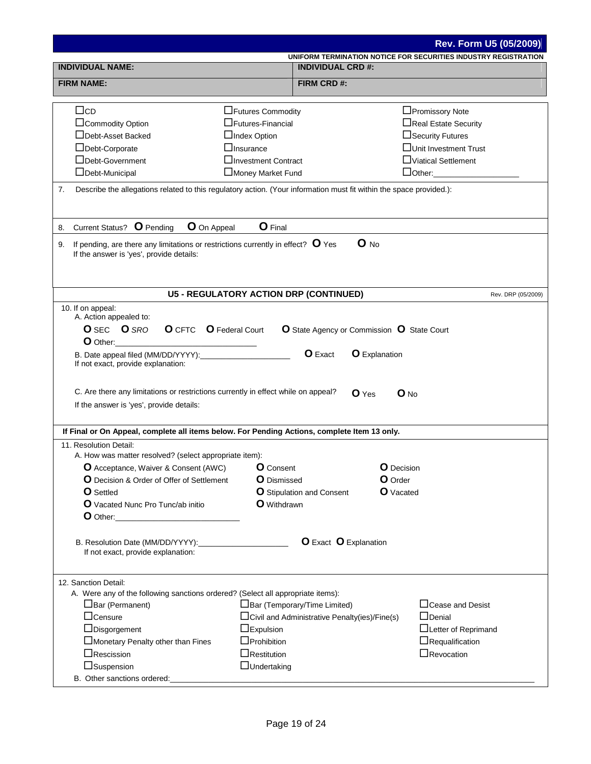**Rev. Form U5 (05/2009)**

**UNIFORM TERMINATION NOTICE FOR SECURITIES INDUSTRY REGISTRATION**

| **INDIVIDUAL NAME:** | **INDIVIDUAL CRD #:** |
| --- | --- |
| **FIRM NAME:** | **FIRM CRD #:** |

| | | |
| --- | --- | --- |
| ☐CD | ☐Futures Commodity | ☐Promissory Note |
| ☐Commodity Option | ☐Futures-Financial | ☐Real Estate Security |
| ☐Debt-Asset Backed | ☐Index Option | ☐Security Futures |
| ☐Debt-Corporate | ☐Insurance | ☐Unit Investment Trust |
| ☐Debt-Government | ☐Investment Contract | ☐Viatical Settlement |
| ☐Debt-Municipal | ☐Money Market Fund | ☐Other:__________________ |

7. Describe the allegations related to this regulatory action. (Your information must fit within the space provided.):

8. Current Status? O Pending O On Appeal O Final

9. If pending, are there any limitations or restrictions currently in effect? O Yes O No
   If the answer is 'yes', provide details:

## U5 - REGULATORY ACTION DRP (CONTINUED)

Rev. DRP (05/2009)

10. If on appeal:
    A. Action appealed to:
    O SEC O *SRO* O CFTC O Federal Court O State Agency or Commission O State Court
    O Other:______________________________

    B. Date appeal filed (MM/DD/YYYY):____________________ O Exact O Explanation
    If not exact, provide explanation:

    C. Are there any limitations or restrictions currently in effect while on appeal? O Yes O No
    If the answer is 'yes', provide details:

**If Final or On Appeal, complete all items below. For Pending Actions, complete Item 13 only.**

11. Resolution Detail:
    A. How was matter resolved? (select appropriate item):

| | | |
| --- | --- | --- |
| O Acceptance, Waiver & Consent (AWC) | O Consent | O Decision |
| O Decision & Order of Offer of Settlement | O Dismissed | O Order |
| O Settled | O Stipulation and Consent | O Vacated |
| O Vacated Nunc Pro Tunc/ab initio | O Withdrawn | |
| O Other:____________________________ | | |

    B. Resolution Date (MM/DD/YYYY):____________________ O Exact O Explanation
    If not exact, provide explanation:

12. Sanction Detail:
    A. Were any of the following sanctions ordered? (Select all appropriate items):

| | | |
| --- | --- | --- |
| ☐Bar (Permanent) | ☐Bar (Temporary/Time Limited) | ☐Cease and Desist |
| ☐Censure | ☐Civil and Administrative Penalty(ies)/Fine(s) | ☐Denial |
| ☐Disgorgement | ☐Expulsion | ☐Letter of Reprimand |
| ☐Monetary Penalty other than Fines | ☐Prohibition | ☐Requalification |
| ☐Rescission | ☐Restitution | ☐Revocation |
| ☐Suspension | ☐Undertaking | |

    B. Other sanctions ordered:____________________________________________________________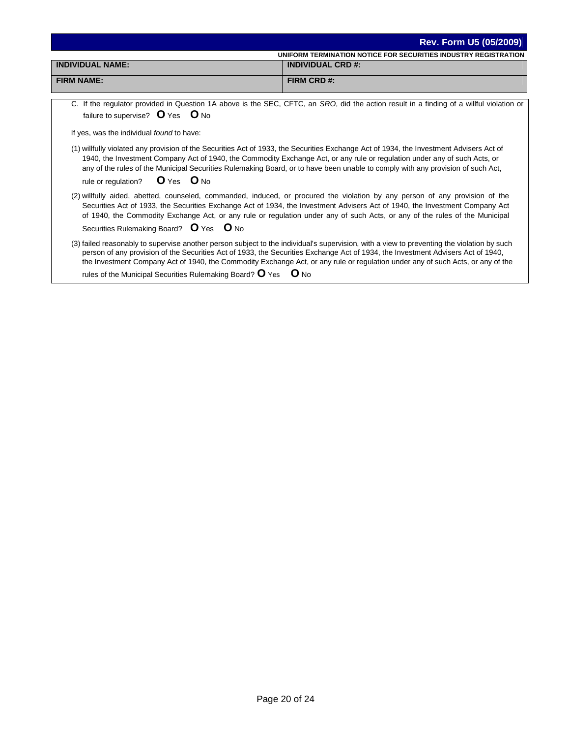**Rev. Form U5 (05/2009)**

**UNIFORM TERMINATION NOTICE FOR SECURITIES INDUSTRY REGISTRATION**

| INDIVIDUAL NAME: | INDIVIDUAL CRD #: |
|---|---|
| FIRM NAME: | FIRM CRD #: |

C. If the regulator provided in Question 1A above is the SEC, CFTC, an *SRO*, did the action result in a finding of a willful violation or failure to supervise? **O** Yes **O** No

If yes, was the individual *found* to have:

(1) willfully violated any provision of the Securities Act of 1933, the Securities Exchange Act of 1934, the Investment Advisers Act of 1940, the Investment Company Act of 1940, the Commodity Exchange Act, or any rule or regulation under any of such Acts, or any of the rules of the Municipal Securities Rulemaking Board, or to have been unable to comply with any provision of such Act, rule or regulation? **O** Yes **O** No

(2) willfully aided, abetted, counseled, commanded, induced, or procured the violation by any person of any provision of the Securities Act of 1933, the Securities Exchange Act of 1934, the Investment Advisers Act of 1940, the Investment Company Act of 1940, the Commodity Exchange Act, or any rule or regulation under any of such Acts, or any of the rules of the Municipal Securities Rulemaking Board? **O** Yes **O** No

(3) failed reasonably to supervise another person subject to the individual's supervision, with a view to preventing the violation by such person of any provision of the Securities Act of 1933, the Securities Exchange Act of 1934, the Investment Advisers Act of 1940, the Investment Company Act of 1940, the Commodity Exchange Act, or any rule or regulation under any of such Acts, or any of the rules of the Municipal Securities Rulemaking Board? **O** Yes **O** No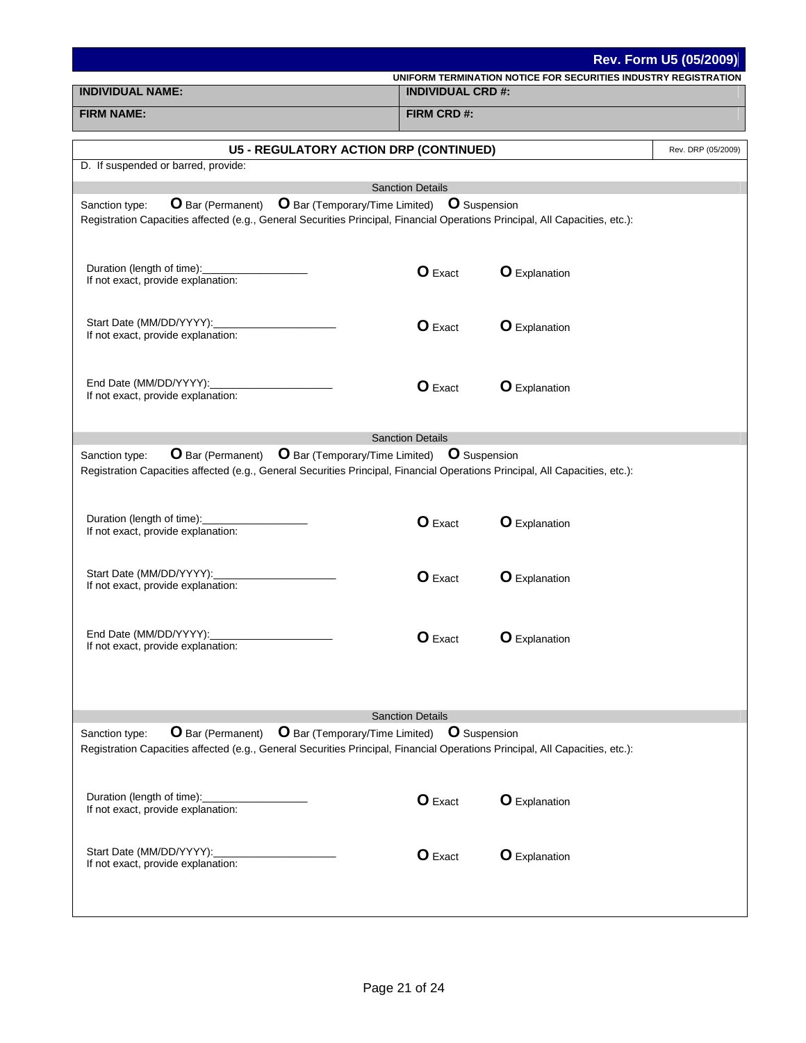**Rev. Form U5 (05/2009)**

**UNIFORM TERMINATION NOTICE FOR SECURITIES INDUSTRY REGISTRATION**

| **INDIVIDUAL NAME:** | **INDIVIDUAL CRD #:** |
|---|---|
| **FIRM NAME:** | **FIRM CRD #:** |

## U5 - REGULATORY ACTION DRP (CONTINUED)

Rev. DRP (05/2009)

D. If suspended or barred, provide:

### Sanction Details

Sanction type: O Bar (Permanent) O Bar (Temporary/Time Limited) O Suspension

Registration Capacities affected (e.g., General Securities Principal, Financial Operations Principal, All Capacities, etc.):

Duration (length of time):__________________ O Exact O Explanation
If not exact, provide explanation:

Start Date (MM/DD/YYYY):____________________ O Exact O Explanation
If not exact, provide explanation:

End Date (MM/DD/YYYY):____________________ O Exact O Explanation
If not exact, provide explanation:

### Sanction Details

Sanction type: O Bar (Permanent) O Bar (Temporary/Time Limited) O Suspension

Registration Capacities affected (e.g., General Securities Principal, Financial Operations Principal, All Capacities, etc.):

Duration (length of time):__________________ O Exact O Explanation
If not exact, provide explanation:

Start Date (MM/DD/YYYY):____________________ O Exact O Explanation
If not exact, provide explanation:

End Date (MM/DD/YYYY):____________________ O Exact O Explanation
If not exact, provide explanation:

### Sanction Details

Sanction type: O Bar (Permanent) O Bar (Temporary/Time Limited) O Suspension

Registration Capacities affected (e.g., General Securities Principal, Financial Operations Principal, All Capacities, etc.):

Duration (length of time):__________________ O Exact O Explanation
If not exact, provide explanation:

Start Date (MM/DD/YYYY):____________________ O Exact O Explanation
If not exact, provide explanation: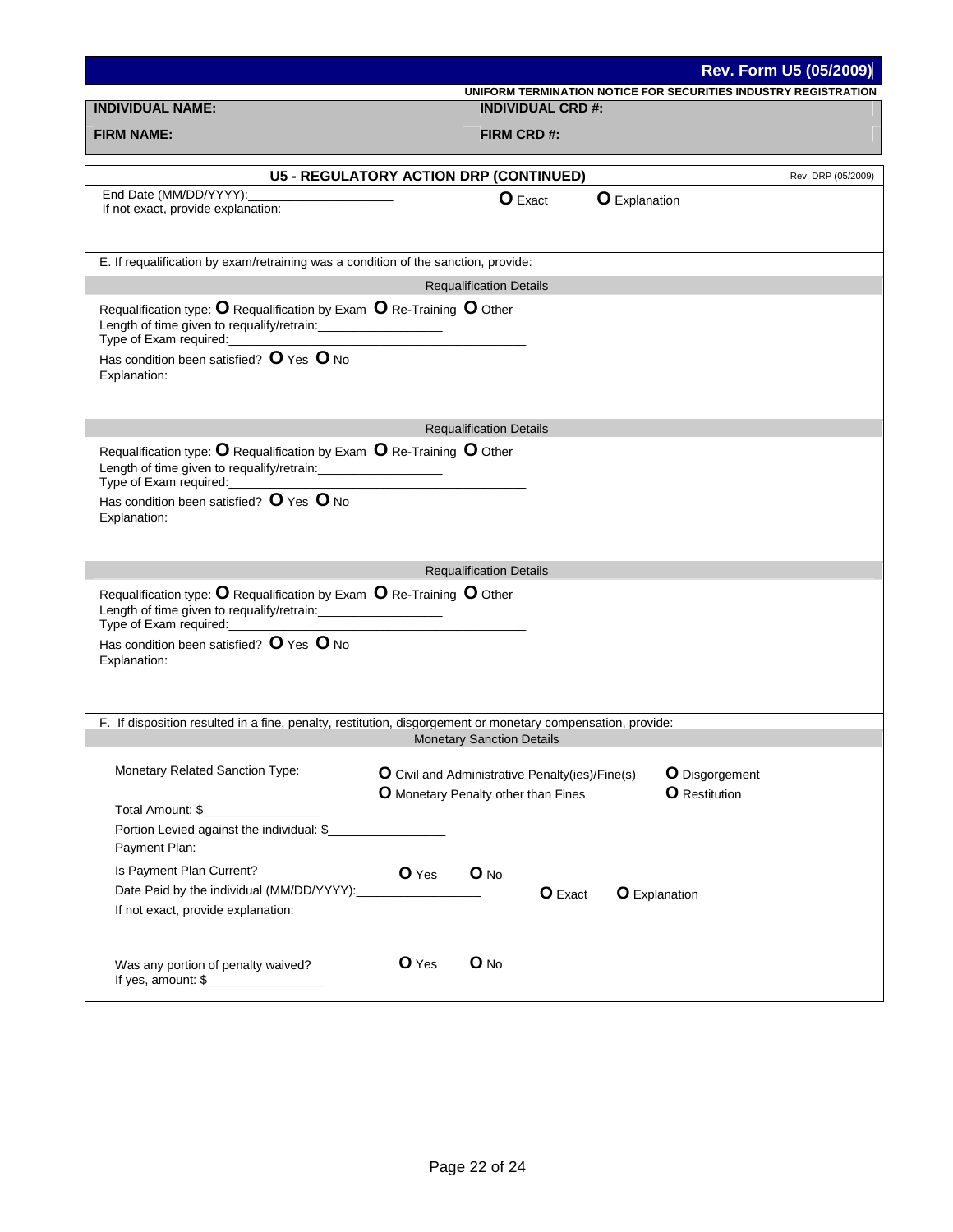**Rev. Form U5 (05/2009)**

**UNIFORM TERMINATION NOTICE FOR SECURITIES INDUSTRY REGISTRATION**

| **INDIVIDUAL NAME:** | **INDIVIDUAL CRD #:** |
|---|---|
| **FIRM NAME:** | **FIRM CRD #:** |

## U5 - REGULATORY ACTION DRP (CONTINUED)

Rev. DRP (05/2009)

End Date (MM/DD/YYYY):____________________ O Exact O Explanation

If not exact, provide explanation:

E. If requalification by exam/retraining was a condition of the sanction, provide:

**Requalification Details**

Requalification type: O Requalification by Exam O Re-Training O Other

Length of time given to requalify/retrain:_________________

Type of Exam required:_________________________________________

Has condition been satisfied? O Yes O No

Explanation:

**Requalification Details**

Requalification type: O Requalification by Exam O Re-Training O Other

Length of time given to requalify/retrain:_________________

Type of Exam required:_________________________________________

Has condition been satisfied? O Yes O No

Explanation:

**Requalification Details**

Requalification type: O Requalification by Exam O Re-Training O Other

Length of time given to requalify/retrain:_________________

Type of Exam required:_________________________________________

Has condition been satisfied? O Yes O No

Explanation:

F. If disposition resulted in a fine, penalty, restitution, disgorgement or monetary compensation, provide:

**Monetary Sanction Details**

Monetary Related Sanction Type: O Civil and Administrative Penalty(ies)/Fine(s) O Disgorgement O Monetary Penalty other than Fines O Restitution

Total Amount: $_________________

Portion Levied against the individual: $_________________

Payment Plan:

Is Payment Plan Current? O Yes O No

Date Paid by the individual (MM/DD/YYYY):_________________ O Exact O Explanation

If not exact, provide explanation:

Was any portion of penalty waived? O Yes O No

If yes, amount: $_________________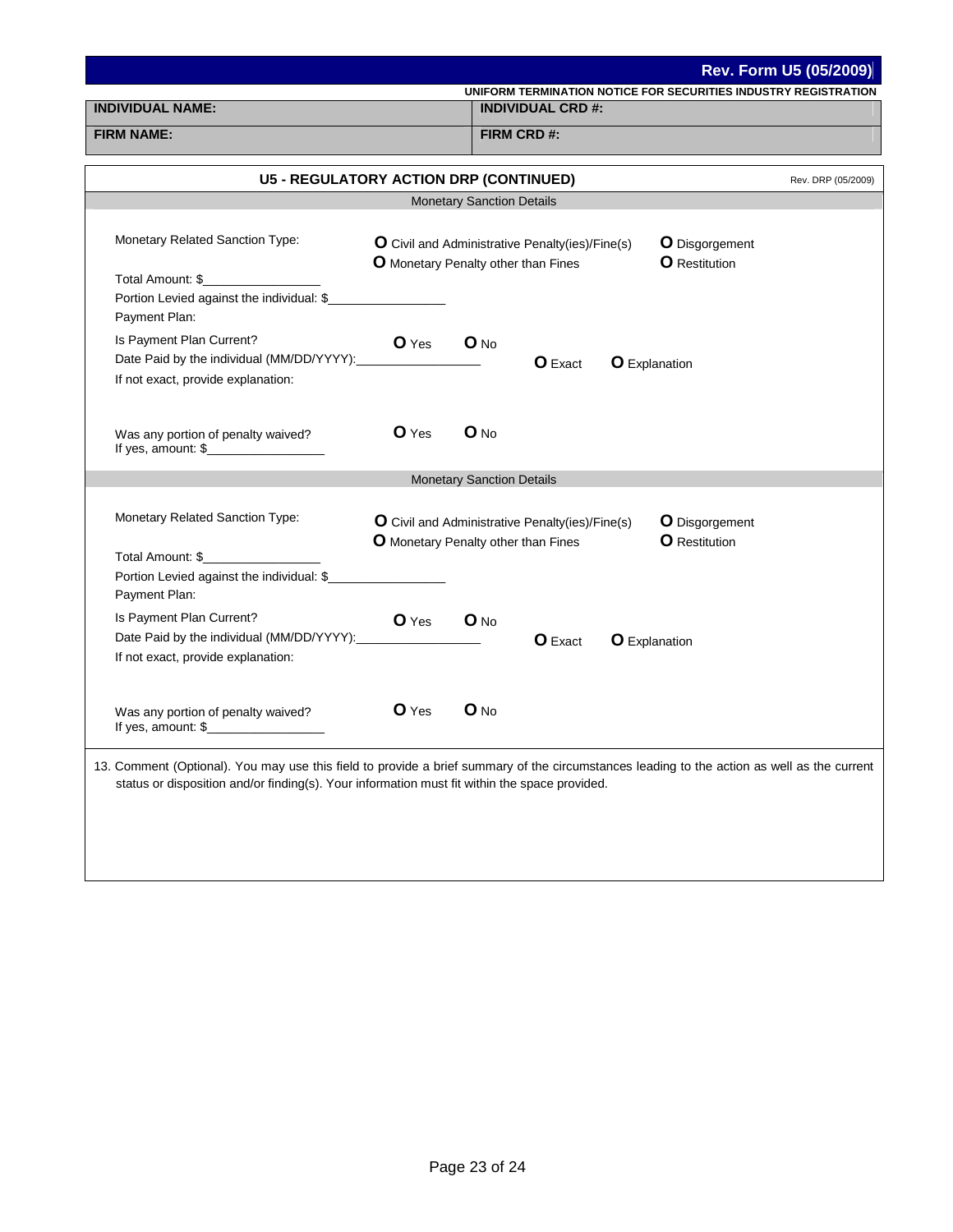**Rev. Form U5 (05/2009)**

**UNIFORM TERMINATION NOTICE FOR SECURITIES INDUSTRY REGISTRATION**

| **INDIVIDUAAL NAME:** | **INDIVIDUAL CRD #:** |
|---|---|
| **FIRM NAME:** | **FIRM CRD #:** |

## U5 - REGULATORY ACTION DRP (CONTINUED)

Rev. DRP (05/2009)

### Monetary Sanction Details

Monetary Related Sanction Type:
- O Civil and Administrative Penalty(ies)/Fine(s)
- O Monetary Penalty other than Fines
- O Disgorgement
- O Restitution

Total Amount: $_________________

Portion Levied against the individual: $_________________

Payment Plan:

Is Payment Plan Current? O Yes O No

Date Paid by the individual (MM/DD/YYYY):__________________ O Exact O Explanation

If not exact, provide explanation:

Was any portion of penalty waived? O Yes O No

If yes, amount: $_________________

### Monetary Sanction Details

Monetary Related Sanction Type:
- O Civil and Administrative Penalty(ies)/Fine(s)
- O Monetary Penalty other than Fines
- O Disgorgement
- O Restitution

Total Amount: $_________________

Portion Levied against the individual: $_________________

Payment Plan:

Is Payment Plan Current? O Yes O No

Date Paid by the individual (MM/DD/YYYY):__________________ O Exact O Explanation

If not exact, provide explanation:

Was any portion of penalty waived? O Yes O No

If yes, amount: $_________________

13. Comment (Optional). You may use this field to provide a brief summary of the circumstances leading to the action as well as the current status or disposition and/or finding(s). Your information must fit within the space provided.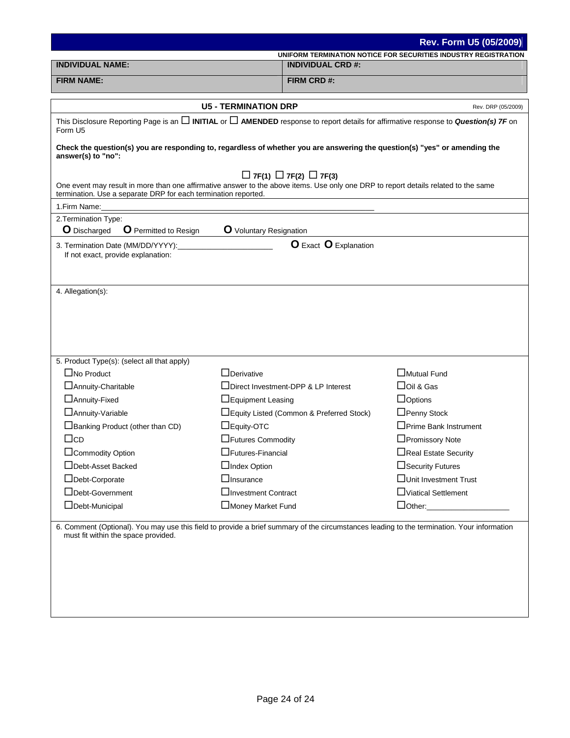**Rev. Form U5 (05/2009)**

**UNIFORM TERMINATION NOTICE FOR SECURITIES INDUSTRY REGISTRATION**

| | |
|---|---|
| **INDIVIDUAL NAME:** | **INDIVIDUAL CRD #:** |
| **FIRM NAME:** | **FIRM CRD #:** |

## U5 - TERMINATION DRP

Rev. DRP (05/2009)

This Disclosure Reporting Page is an ☐ **INITIAL** or ☐ **AMENDED** response to report details for affirmative response to ***Question(s) 7F*** on Form U5

**Check the question(s) you are responding to, regardless of whether you are answering the question(s) "yes" or amending the answer(s) to "no":**

☐ **7F(1)** ☐ **7F(2)** ☐ **7F(3)**

One event may result in more than one affirmative answer to the above items. Use only one DRP to report details related to the same termination. Use a separate DRP for each termination reported.

1.Firm Name:\_\_\_\_\_\_\_\_\_\_\_\_\_\_\_\_\_\_\_\_\_\_\_\_\_\_\_\_\_\_\_\_\_\_\_\_\_\_\_\_\_\_\_\_\_\_\_\_\_\_\_\_\_\_\_\_\_\_\_\_

2.Termination Type:

O Discharged   O Permitted to Resign   O Voluntary Resignation

3. Termination Date (MM/DD/YYYY):\_\_\_\_\_\_\_\_\_\_\_\_\_\_\_\_\_\_\_\_\_\_   O Exact  O Explanation

If not exact, provide explanation:

4. Allegation(s):

5. Product Type(s): (select all that apply)

| | | |
|---|---|---|
| ☐No Product | ☐Derivative | ☐Mutual Fund |
| ☐Annuity-Charitable | ☐Direct Investment-DPP & LP Interest | ☐Oil & Gas |
| ☐Annuity-Fixed | ☐Equipment Leasing | ☐Options |
| ☐Annuity-Variable | ☐Equity Listed (Common & Preferred Stock) | ☐Penny Stock |
| ☐Banking Product (other than CD) | ☐Equity-OTC | ☐Prime Bank Instrument |
| ☐CD | ☐Futures Commodity | ☐Promissory Note |
| ☐Commodity Option | ☐Futures-Financial | ☐Real Estate Security |
| ☐Debt-Asset Backed | ☐Index Option | ☐Security Futures |
| ☐Debt-Corporate | ☐Insurance | ☐Unit Investment Trust |
| ☐Debt-Government | ☐Investment Contract | ☐Viatical Settlement |
| ☐Debt-Municipal | ☐Money Market Fund | ☐Other:\_\_\_\_\_\_\_\_\_\_\_\_\_\_\_\_\_\_\_\_ |

6. Comment (Optional). You may use this field to provide a brief summary of the circumstances leading to the termination. Your information must fit within the space provided.